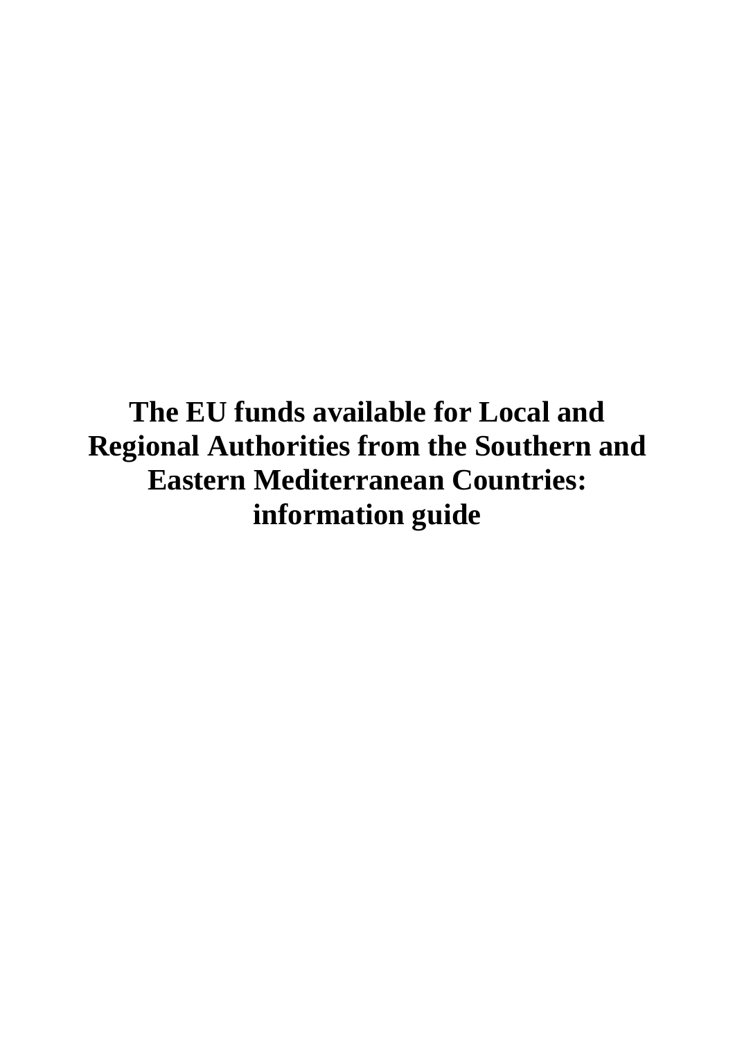# The EU funds available for Local and Regional Authorities from the Southern and Eastern Mediterranean Countries: information guide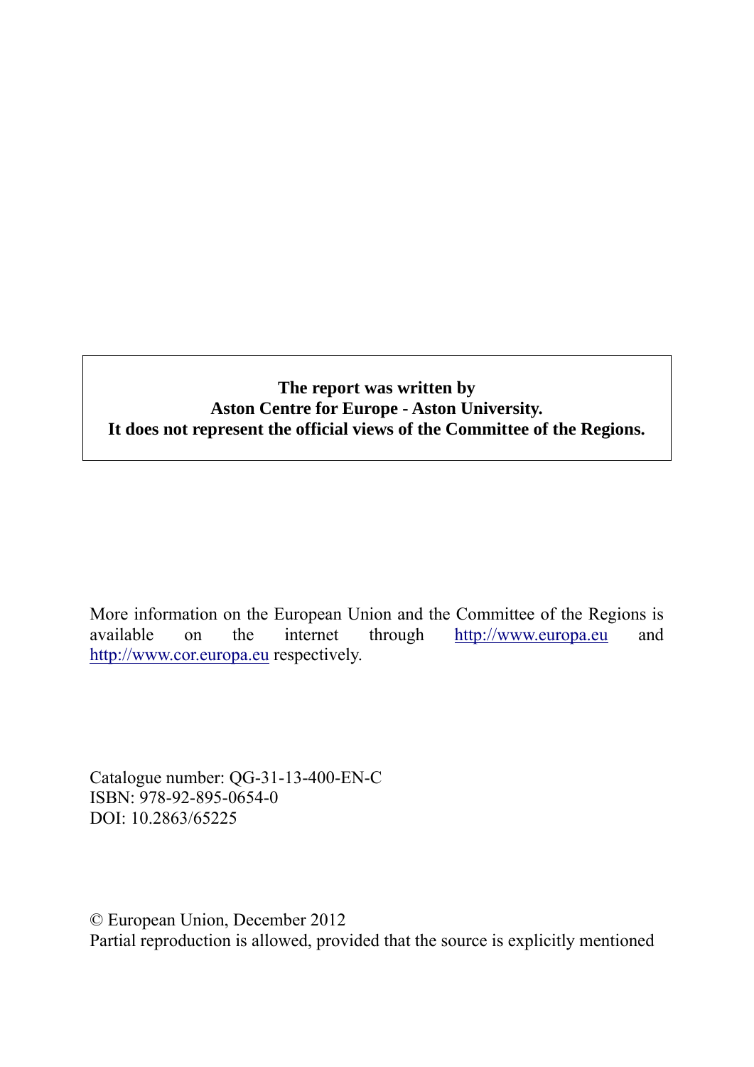**The report was written by**
**Aston Centre for Europe - Aston University.**
**It does not represent the official views of the Committee of the Regions.**

More information on the European Union and the Committee of the Regions is available on the internet through http://www.europa.eu and http://www.cor.europa.eu respectively.

Catalogue number: QG-31-13-400-EN-C
ISBN: 978-92-895-0654-0
DOI: 10.2863/65225

© European Union, December 2012
Partial reproduction is allowed, provided that the source is explicitly mentioned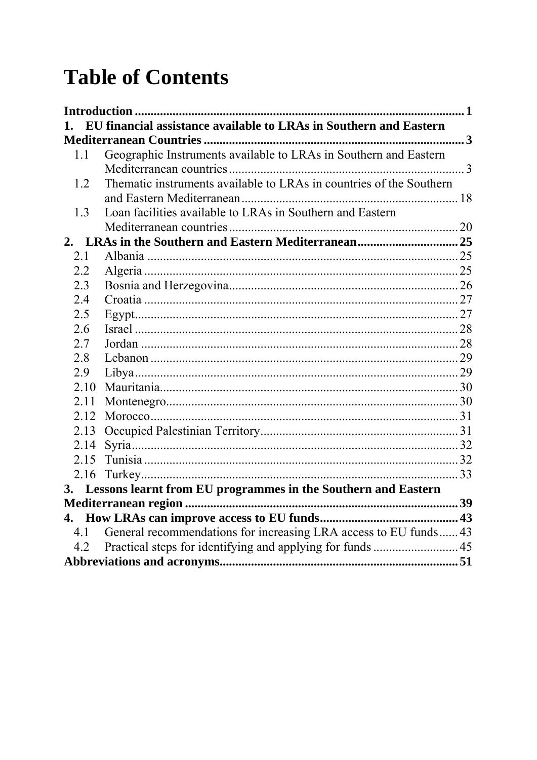# Table of Contents

**Introduction** ........................................................................................................ **1**

**1. EU financial assistance available to LRAs in Southern and Eastern Mediterranean Countries** .................................................................................. **3**

- 1.1 Geographic Instruments available to LRAs in Southern and Eastern Mediterranean countries ........................................................................... 3
- 1.2 Thematic instruments available to LRAs in countries of the Southern and Eastern Mediterranean .................................................................... 18
- 1.3 Loan facilities available to LRAs in Southern and Eastern Mediterranean countries ........................................................................ 20

**2. LRAs in the Southern and Eastern Mediterranean** ................................ **25**

- 2.1 Albania ................................................................................................. 25
- 2.2 Algeria .................................................................................................. 25
- 2.3 Bosnia and Herzegovina ........................................................................ 26
- 2.4 Croatia .................................................................................................. 27
- 2.5 Egypt ..................................................................................................... 27
- 2.6 Israel ..................................................................................................... 28
- 2.7 Jordan ................................................................................................... 28
- 2.8 Lebanon ................................................................................................ 29
- 2.9 Libya ..................................................................................................... 29
- 2.10 Mauritania ............................................................................................ 30
- 2.11 Montenegro .......................................................................................... 30
- 2.12 Morocco ............................................................................................... 31
- 2.13 Occupied Palestinian Territory ............................................................. 31
- 2.14 Syria ..................................................................................................... 32
- 2.15 Tunisia .................................................................................................. 32
- 2.16 Turkey .................................................................................................. 33

**3. Lessons learnt from EU programmes in the Southern and Eastern Mediterranean region** ...................................................................................... **39**

**4. How LRAs can improve access to EU funds** ............................................ **43**

- 4.1 General recommendations for increasing LRA access to EU funds ...... 43
- 4.2 Practical steps for identifying and applying for funds ........................... 45

**Abbreviations and acronyms** ............................................................................ **51**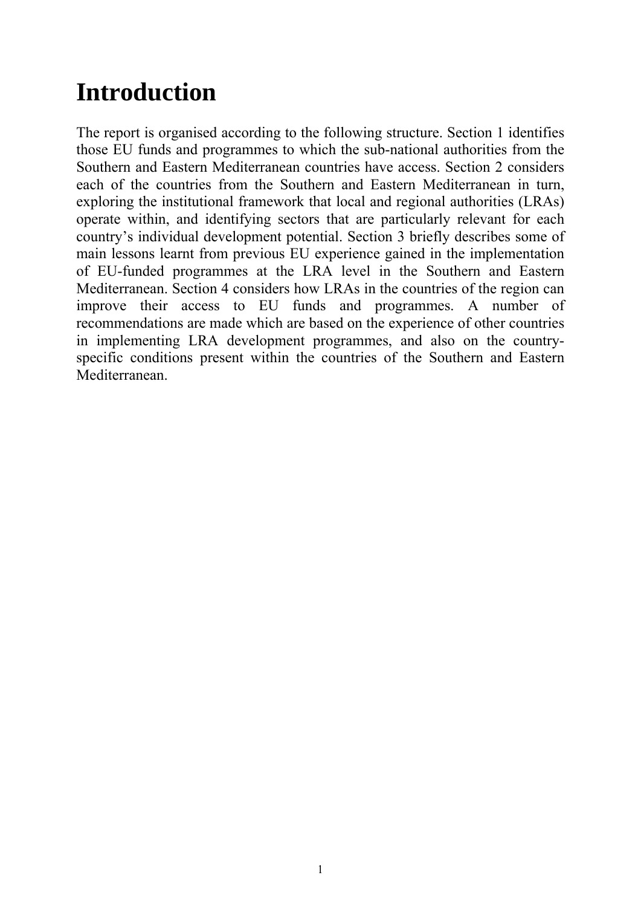# Introduction

The report is organised according to the following structure. Section 1 identifies those EU funds and programmes to which the sub-national authorities from the Southern and Eastern Mediterranean countries have access. Section 2 considers each of the countries from the Southern and Eastern Mediterranean in turn, exploring the institutional framework that local and regional authorities (LRAs) operate within, and identifying sectors that are particularly relevant for each country's individual development potential. Section 3 briefly describes some of main lessons learnt from previous EU experience gained in the implementation of EU-funded programmes at the LRA level in the Southern and Eastern Mediterranean. Section 4 considers how LRAs in the countries of the region can improve their access to EU funds and programmes. A number of recommendations are made which are based on the experience of other countries in implementing LRA development programmes, and also on the country-specific conditions present within the countries of the Southern and Eastern Mediterranean.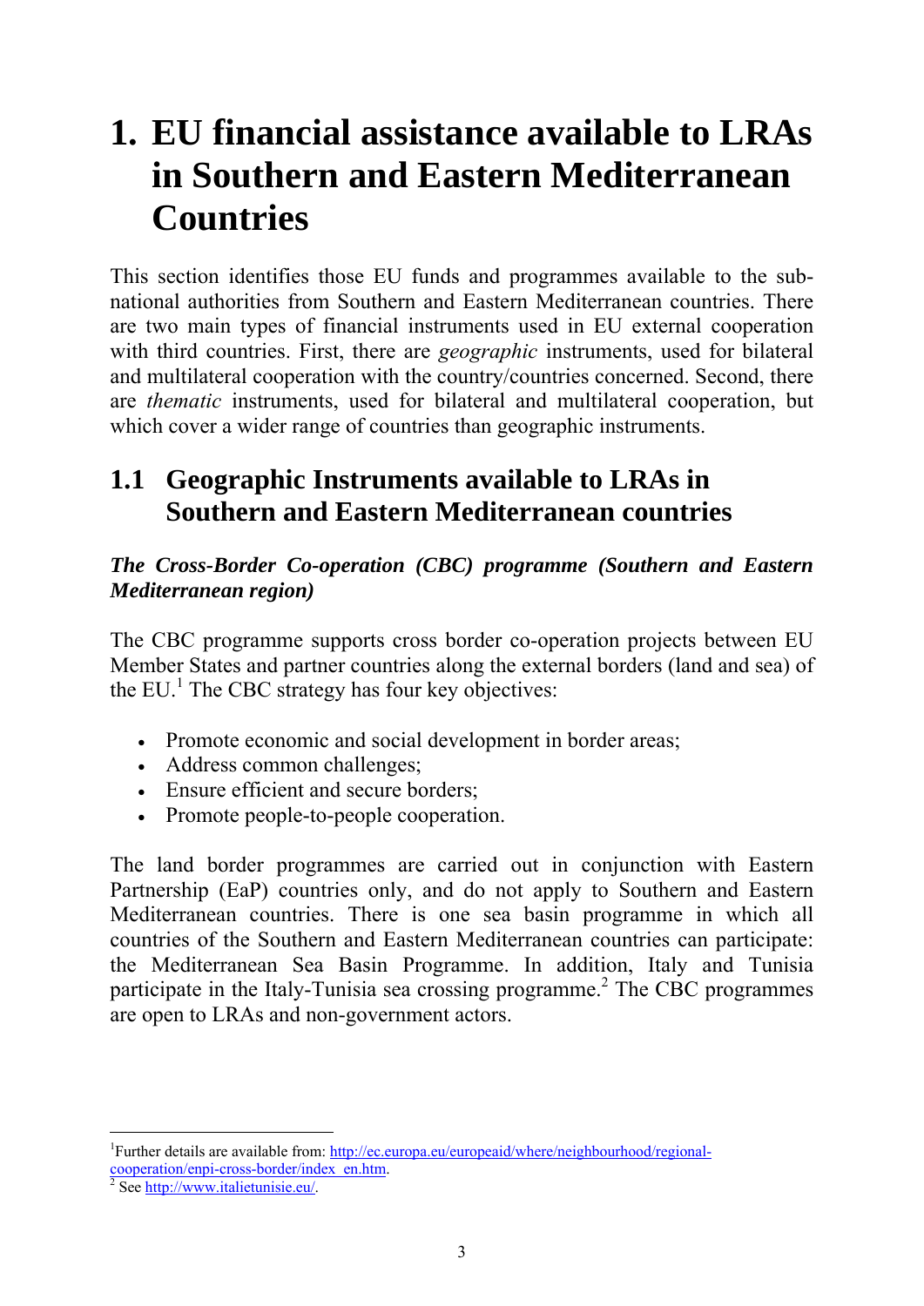# 1. EU financial assistance available to LRAs in Southern and Eastern Mediterranean Countries

This section identifies those EU funds and programmes available to the sub-national authorities from Southern and Eastern Mediterranean countries. There are two main types of financial instruments used in EU external cooperation with third countries. First, there are *geographic* instruments, used for bilateral and multilateral cooperation with the country/countries concerned. Second, there are *thematic* instruments, used for bilateral and multilateral cooperation, but which cover a wider range of countries than geographic instruments.

## 1.1 Geographic Instruments available to LRAs in Southern and Eastern Mediterranean countries

***The Cross-Border Co-operation (CBC) programme (Southern and Eastern Mediterranean region)***

The CBC programme supports cross border co-operation projects between EU Member States and partner countries along the external borders (land and sea) of the EU.[1] The CBC strategy has four key objectives:

- Promote economic and social development in border areas;
- Address common challenges;
- Ensure efficient and secure borders;
- Promote people-to-people cooperation.

The land border programmes are carried out in conjunction with Eastern Partnership (EaP) countries only, and do not apply to Southern and Eastern Mediterranean countries. There is one sea basin programme in which all countries of the Southern and Eastern Mediterranean countries can participate: the Mediterranean Sea Basin Programme. In addition, Italy and Tunisia participate in the Italy-Tunisia sea crossing programme.[2] The CBC programmes are open to LRAs and non-government actors.

---

[1] Further details are available from: http://ec.europa.eu/europeaid/where/neighbourhood/regional-cooperation/enpi-cross-border/index_en.htm.

[2] See http://www.italietunisie.eu/.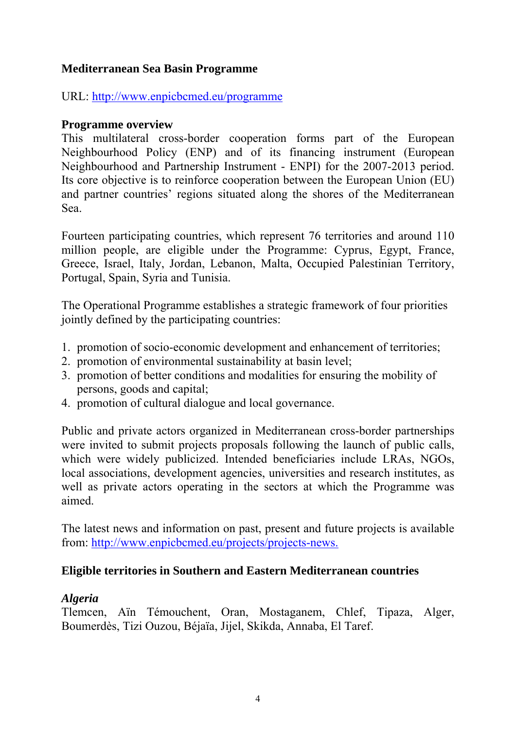**Mediterranean Sea Basin Programme**

URL: http://www.enpicbcmed.eu/programme

**Programme overview**
This multilateral cross-border cooperation forms part of the European Neighbourhood Policy (ENP) and of its financing instrument (European Neighbourhood and Partnership Instrument - ENPI) for the 2007-2013 period. Its core objective is to reinforce cooperation between the European Union (EU) and partner countries' regions situated along the shores of the Mediterranean Sea.

Fourteen participating countries, which represent 76 territories and around 110 million people, are eligible under the Programme: Cyprus, Egypt, France, Greece, Israel, Italy, Jordan, Lebanon, Malta, Occupied Palestinian Territory, Portugal, Spain, Syria and Tunisia.

The Operational Programme establishes a strategic framework of four priorities jointly defined by the participating countries:

1. promotion of socio-economic development and enhancement of territories;
2. promotion of environmental sustainability at basin level;
3. promotion of better conditions and modalities for ensuring the mobility of persons, goods and capital;
4. promotion of cultural dialogue and local governance.

Public and private actors organized in Mediterranean cross-border partnerships were invited to submit projects proposals following the launch of public calls, which were widely publicized. Intended beneficiaries include LRAs, NGOs, local associations, development agencies, universities and research institutes, as well as private actors operating in the sectors at which the Programme was aimed.

The latest news and information on past, present and future projects is available from: http://www.enpicbcmed.eu/projects/projects-news.

**Eligible territories in Southern and Eastern Mediterranean countries**

***Algeria***
Tlemcen, Aïn Témouchent, Oran, Mostaganem, Chlef, Tipaza, Alger, Boumerdès, Tizi Ouzou, Béjaïa, Jijel, Skikda, Annaba, El Taref.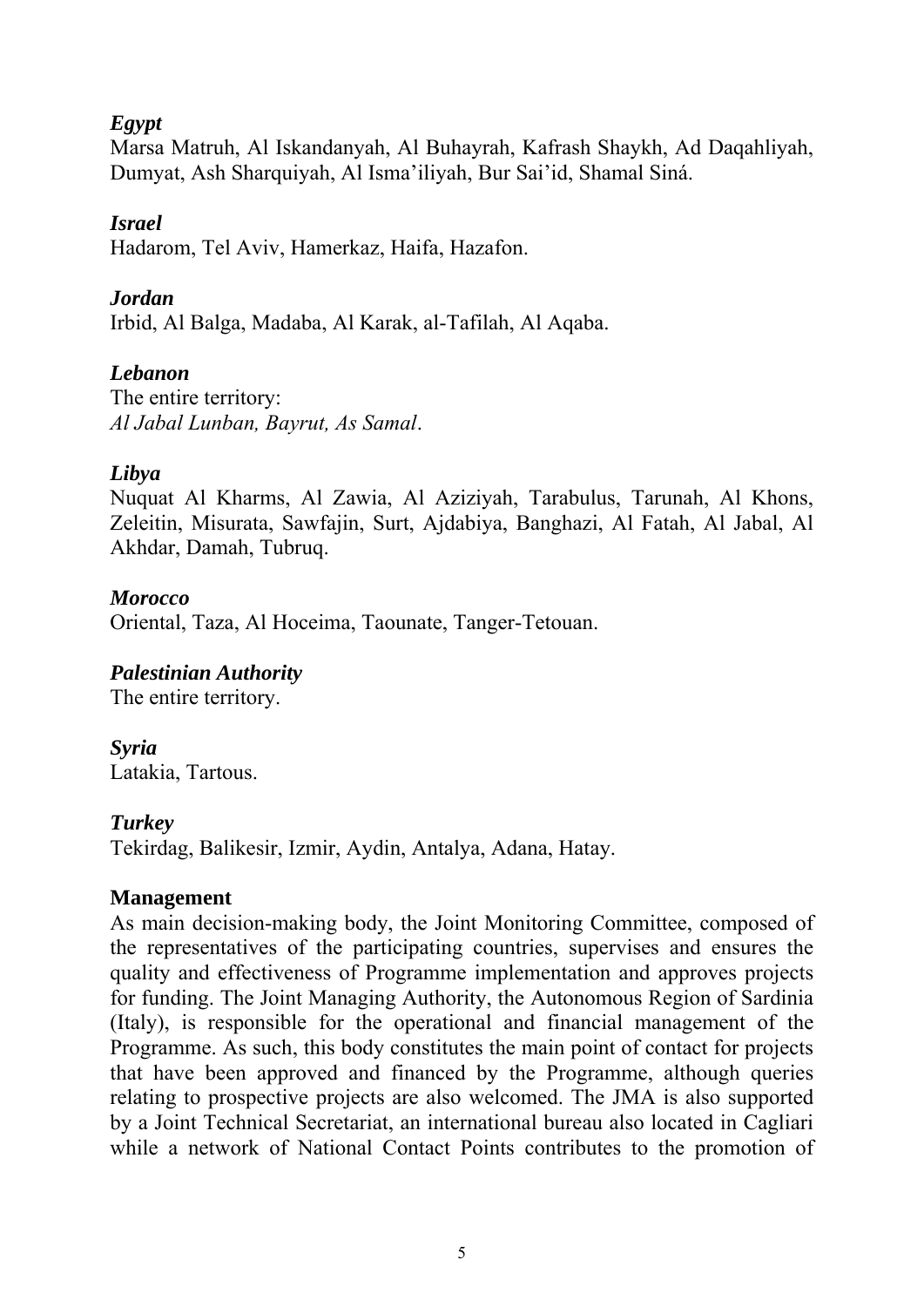***Egypt***

Marsa Matruh, Al Iskandanyah, Al Buhayrah, Kafrash Shaykh, Ad Daqahliyah, Dumyat, Ash Sharquiyah, Al Isma'iliyah, Bur Sai'id, Shamal Siná.

***Israel***

Hadarom, Tel Aviv, Hamerkaz, Haifa, Hazafon.

***Jordan***

Irbid, Al Balga, Madaba, Al Karak, al-Tafilah, Al Aqaba.

***Lebanon***

The entire territory:
*Al Jabal Lunban, Bayrut, As Samal*.

***Libya***

Nuquat Al Kharms, Al Zawia, Al Aziziyah, Tarabulus, Tarunah, Al Khons, Zeleitin, Misurata, Sawfajin, Surt, Ajdabiya, Banghazi, Al Fatah, Al Jabal, Al Akhdar, Damah, Tubruq.

***Morocco***

Oriental, Taza, Al Hoceima, Taounate, Tanger-Tetouan.

***Palestinian Authority***

The entire territory.

***Syria***

Latakia, Tartous.

***Turkey***

Tekirdag, Balikesir, Izmir, Aydin, Antalya, Adana, Hatay.

**Management**

As main decision-making body, the Joint Monitoring Committee, composed of the representatives of the participating countries, supervises and ensures the quality and effectiveness of Programme implementation and approves projects for funding. The Joint Managing Authority, the Autonomous Region of Sardinia (Italy), is responsible for the operational and financial management of the Programme. As such, this body constitutes the main point of contact for projects that have been approved and financed by the Programme, although queries relating to prospective projects are also welcomed. The JMA is also supported by a Joint Technical Secretariat, an international bureau also located in Cagliari while a network of National Contact Points contributes to the promotion of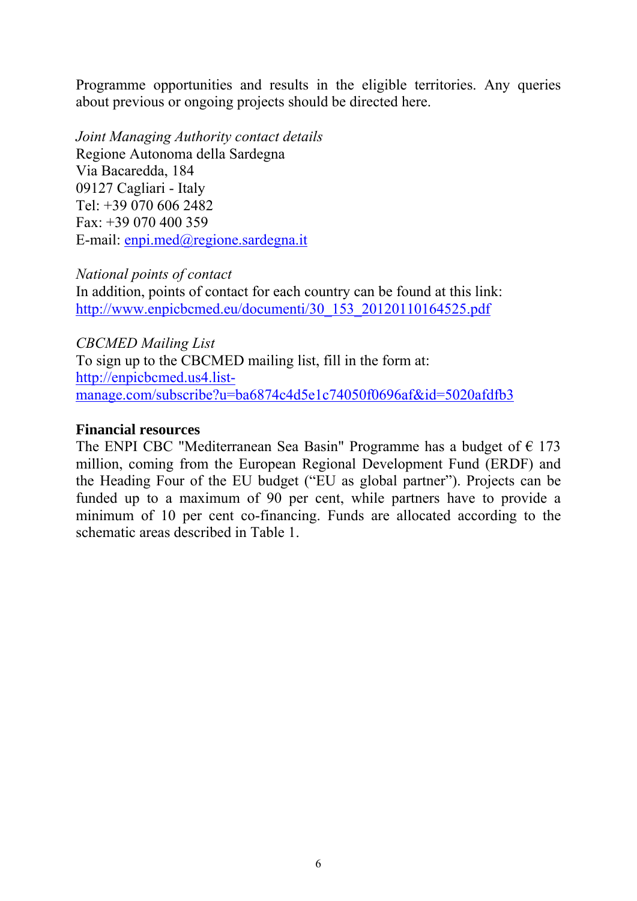Programme opportunities and results in the eligible territories. Any queries about previous or ongoing projects should be directed here.

*Joint Managing Authority contact details*
Regione Autonoma della Sardegna
Via Bacaredda, 184
09127 Cagliari - Italy
Tel: +39 070 606 2482
Fax: +39 070 400 359
E-mail: enpi.med@regione.sardegna.it

*National points of contact*
In addition, points of contact for each country can be found at this link: http://www.enpicbcmed.eu/documenti/30_153_20120110164525.pdf

*CBCMED Mailing List*
To sign up to the CBCMED mailing list, fill in the form at: http://enpicbcmed.us4.list-manage.com/subscribe?u=ba6874c4d5e1c74050f0696af&id=5020afdfb3

**Financial resources**

The ENPI CBC "Mediterranean Sea Basin" Programme has a budget of € 173 million, coming from the European Regional Development Fund (ERDF) and the Heading Four of the EU budget ("EU as global partner"). Projects can be funded up to a maximum of 90 per cent, while partners have to provide a minimum of 10 per cent co-financing. Funds are allocated according to the schematic areas described in Table 1.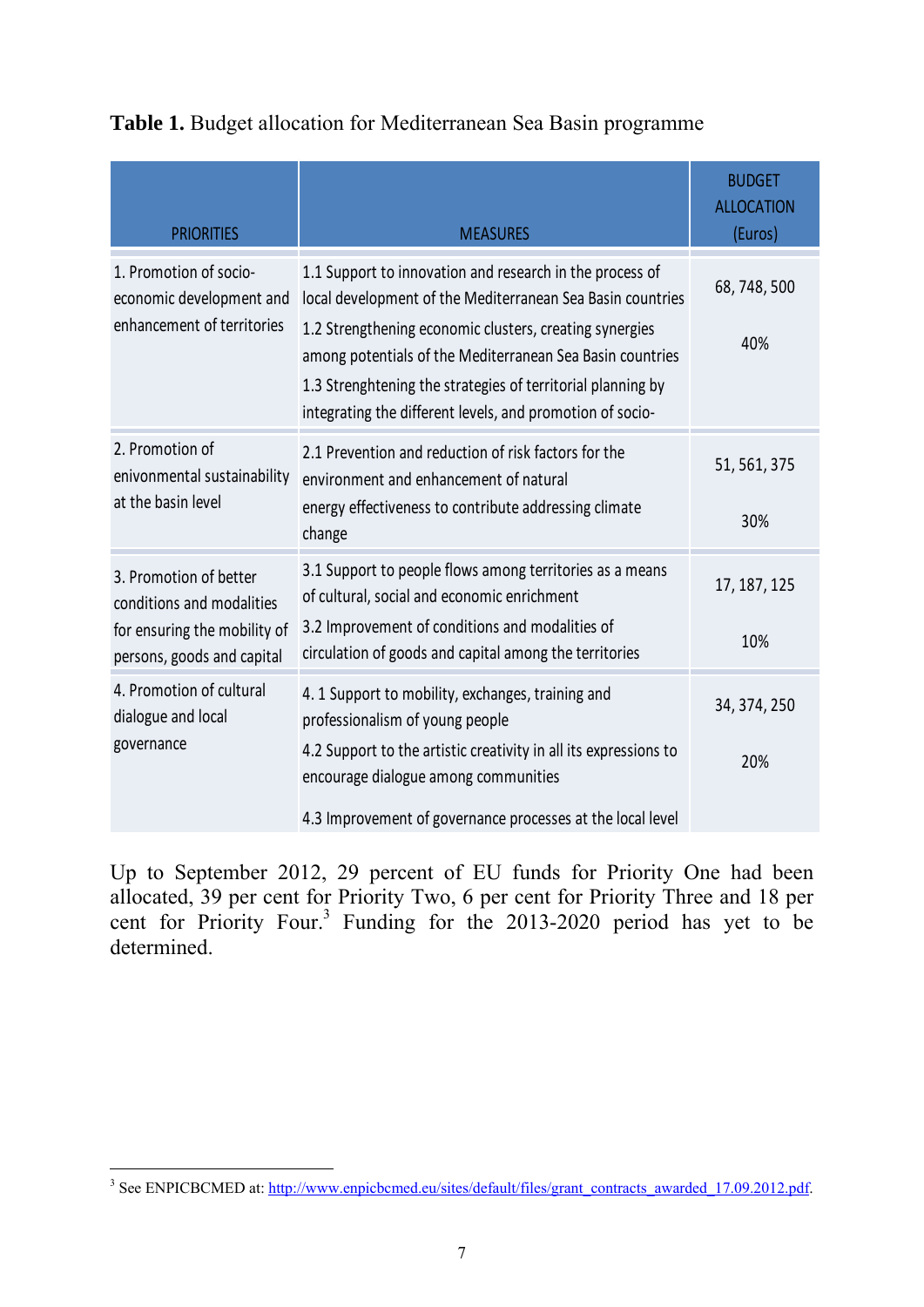**Table 1.** Budget allocation for Mediterranean Sea Basin programme

| PRIORITIES | MEASURES | BUDGET ALLOCATION (Euros) |
|---|---|---|
| 1. Promotion of socio-economic development and enhancement of territories | 1.1 Support to innovation and research in the process of local development of the Mediterranean Sea Basin countries<br>1.2 Strengthening economic clusters, creating synergies among potentials of the Mediterranean Sea Basin countries<br>1.3 Strenghtening the strategies of territorial planning by integrating the different levels, and promotion of socio- | 68, 748, 500<br><br>40% |
| 2. Promotion of enivonmental sustainability at the basin level | 2.1 Prevention and reduction of risk factors for the environment and enhancement of natural<br>energy effectiveness to contribute addressing climate change | 51, 561, 375<br><br>30% |
| 3. Promotion of better conditions and modalities for ensuring the mobility of persons, goods and capital | 3.1 Support to people flows among territories as a means of cultural, social and economic enrichment<br>3.2 Improvement of conditions and modalities of circulation of goods and capital among the territories | 17, 187, 125<br><br>10% |
| 4. Promotion of cultural dialogue and local governance | 4. 1 Support to mobility, exchanges, training and professionalism of young people<br>4.2 Support to the artistic creativity in all its expressions to encourage dialogue among communities<br>4.3 Improvement of governance processes at the local level | 34, 374, 250<br><br>20% |

Up to September 2012, 29 percent of EU funds for Priority One had been allocated, 39 per cent for Priority Two, 6 per cent for Priority Three and 18 per cent for Priority Four.[3] Funding for the 2013-2020 period has yet to be determined.

[3] See ENPICBCMED at: http://www.enpicbcmed.eu/sites/default/files/grant_contracts_awarded_17.09.2012.pdf.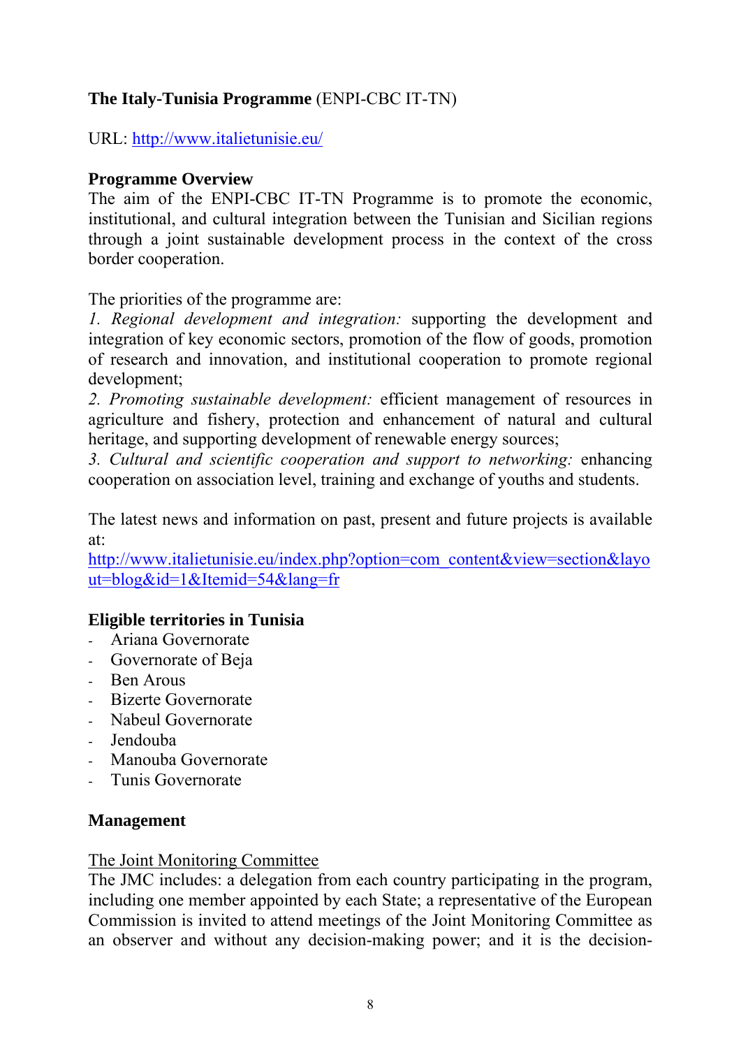**The Italy-Tunisia Programme** (ENPI-CBC IT-TN)

URL: [http://www.italietunisie.eu/](http://www.italietunisie.eu/)

**Programme Overview**

The aim of the ENPI-CBC IT-TN Programme is to promote the economic, institutional, and cultural integration between the Tunisian and Sicilian regions through a joint sustainable development process in the context of the cross border cooperation.

The priorities of the programme are:

*1. Regional development and integration:* supporting the development and integration of key economic sectors, promotion of the flow of goods, promotion of research and innovation, and institutional cooperation to promote regional development;

*2. Promoting sustainable development:* efficient management of resources in agriculture and fishery, protection and enhancement of natural and cultural heritage, and supporting development of renewable energy sources;

*3. Cultural and scientific cooperation and support to networking:* enhancing cooperation on association level, training and exchange of youths and students.

The latest news and information on past, present and future projects is available at:
[http://www.italietunisie.eu/index.php?option=com_content&view=section&layout=blog&id=1&Itemid=54&lang=fr](http://www.italietunisie.eu/index.php?option=com_content&view=section&layout=blog&id=1&Itemid=54&lang=fr)

**Eligible territories in Tunisia**

- Ariana Governorate
- Governorate of Beja
- Ben Arous
- Bizerte Governorate
- Nabeul Governorate
- Jendouba
- Manouba Governorate
- Tunis Governorate

**Management**

<u>The Joint Monitoring Committee</u>

The JMC includes: a delegation from each country participating in the program, including one member appointed by each State; a representative of the European Commission is invited to attend meetings of the Joint Monitoring Committee as an observer and without any decision-making power; and it is the decision-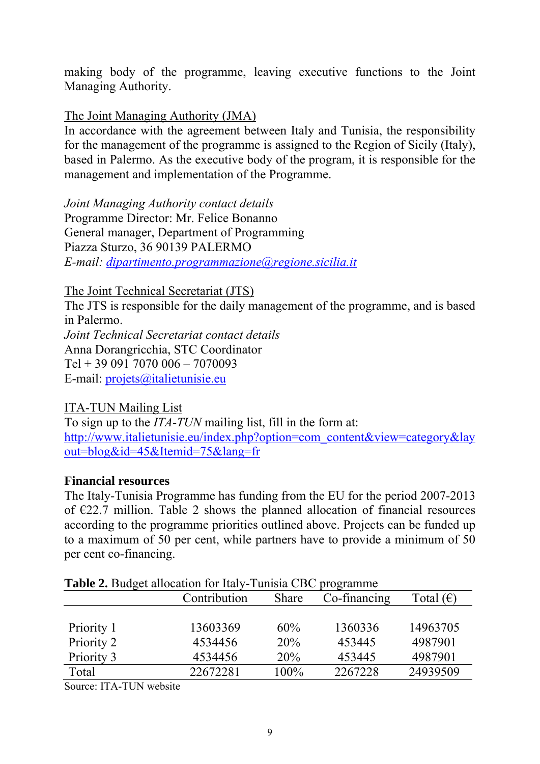making body of the programme, leaving executive functions to the Joint Managing Authority.

The Joint Managing Authority (JMA)

In accordance with the agreement between Italy and Tunisia, the responsibility for the management of the programme is assigned to the Region of Sicily (Italy), based in Palermo. As the executive body of the program, it is responsible for the management and implementation of the Programme.

*Joint Managing Authority contact details*
Programme Director: Mr. Felice Bonanno
General manager, Department of Programming
Piazza Sturzo, 36 90139 PALERMO
*E-mail: dipartimento.programmazione@regione.sicilia.it*

The Joint Technical Secretariat (JTS)

The JTS is responsible for the daily management of the programme, and is based in Palermo.
*Joint Technical Secretariat contact details*
Anna Dorangricchia, STC Coordinator
Tel + 39 091 7070 006 – 7070093
E-mail: projets@italietunisie.eu

ITA-TUN Mailing List

To sign up to the *ITA-TUN* mailing list, fill in the form at:
http://www.italietunisie.eu/index.php?option=com_content&view=category&layout=blog&id=45&Itemid=75&lang=fr

**Financial resources**

The Italy-Tunisia Programme has funding from the EU for the period 2007-2013 of €22.7 million. Table 2 shows the planned allocation of financial resources according to the programme priorities outlined above. Projects can be funded up to a maximum of 50 per cent, while partners have to provide a minimum of 50 per cent co-financing.

**Table 2.** Budget allocation for Italy-Tunisia CBC programme

| | Contribution | Share | Co-financing | Total (€) |
|---|---|---|---|---|
| Priority 1 | 13603369 | 60% | 1360336 | 14963705 |
| Priority 2 | 4534456 | 20% | 453445 | 4987901 |
| Priority 3 | 4534456 | 20% | 453445 | 4987901 |
| Total | 22672281 | 100% | 2267228 | 24939509 |

Source: ITA-TUN website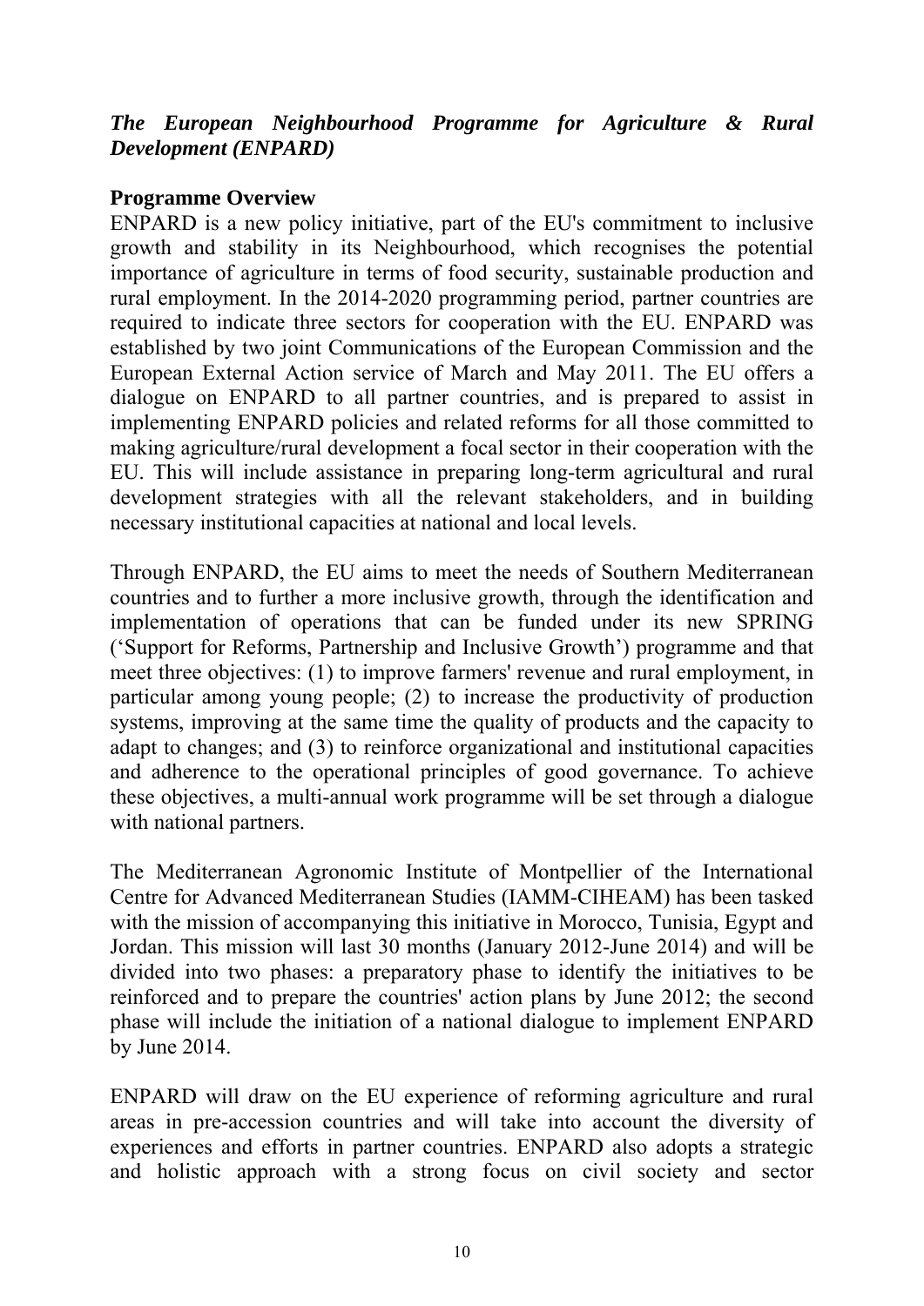***The European Neighbourhood Programme for Agriculture & Rural Development (ENPARD)***

**Programme Overview**

ENPARD is a new policy initiative, part of the EU's commitment to inclusive growth and stability in its Neighbourhood, which recognises the potential importance of agriculture in terms of food security, sustainable production and rural employment. In the 2014-2020 programming period, partner countries are required to indicate three sectors for cooperation with the EU. ENPARD was established by two joint Communications of the European Commission and the European External Action service of March and May 2011. The EU offers a dialogue on ENPARD to all partner countries, and is prepared to assist in implementing ENPARD policies and related reforms for all those committed to making agriculture/rural development a focal sector in their cooperation with the EU. This will include assistance in preparing long-term agricultural and rural development strategies with all the relevant stakeholders, and in building necessary institutional capacities at national and local levels.

Through ENPARD, the EU aims to meet the needs of Southern Mediterranean countries and to further a more inclusive growth, through the identification and implementation of operations that can be funded under its new SPRING ('Support for Reforms, Partnership and Inclusive Growth') programme and that meet three objectives: (1) to improve farmers' revenue and rural employment, in particular among young people; (2) to increase the productivity of production systems, improving at the same time the quality of products and the capacity to adapt to changes; and (3) to reinforce organizational and institutional capacities and adherence to the operational principles of good governance. To achieve these objectives, a multi-annual work programme will be set through a dialogue with national partners.

The Mediterranean Agronomic Institute of Montpellier of the International Centre for Advanced Mediterranean Studies (IAMM-CIHEAM) has been tasked with the mission of accompanying this initiative in Morocco, Tunisia, Egypt and Jordan. This mission will last 30 months (January 2012-June 2014) and will be divided into two phases: a preparatory phase to identify the initiatives to be reinforced and to prepare the countries' action plans by June 2012; the second phase will include the initiation of a national dialogue to implement ENPARD by June 2014.

ENPARD will draw on the EU experience of reforming agriculture and rural areas in pre-accession countries and will take into account the diversity of experiences and efforts in partner countries. ENPARD also adopts a strategic and holistic approach with a strong focus on civil society and sector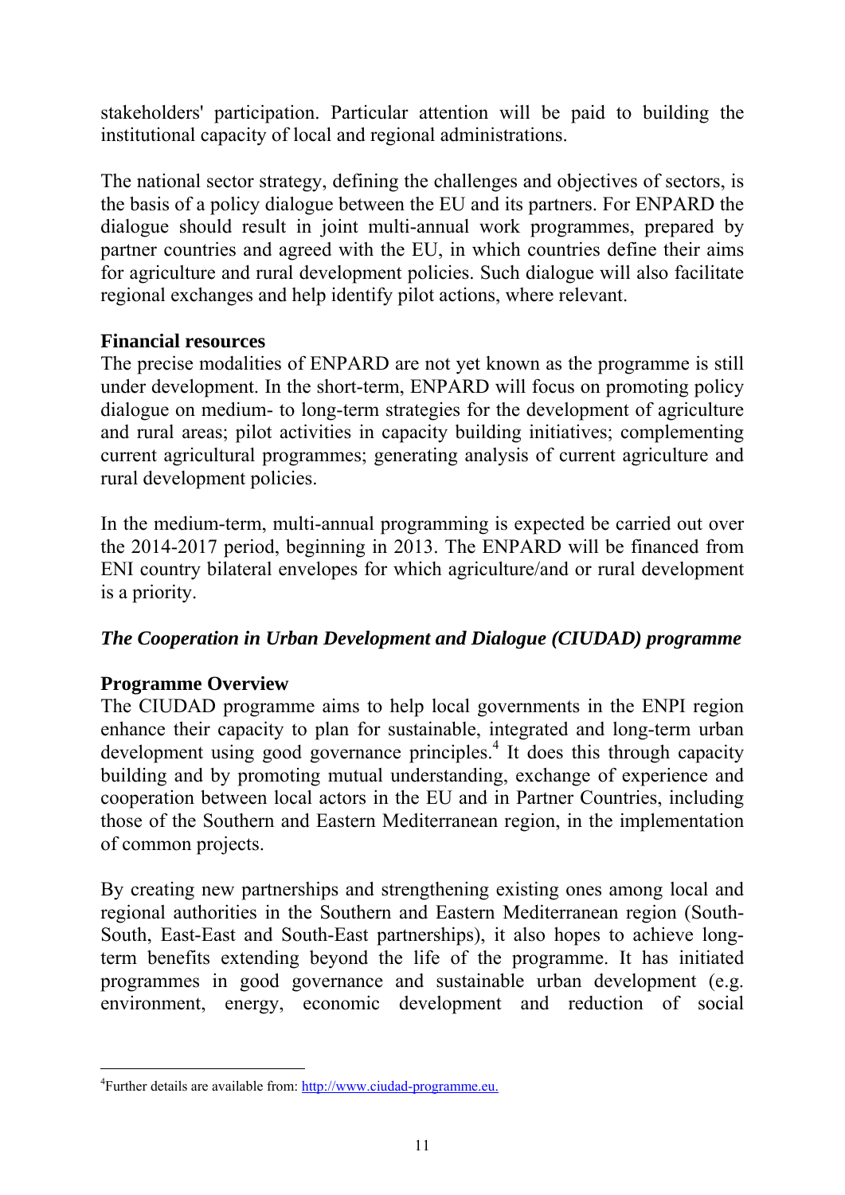stakeholders' participation. Particular attention will be paid to building the institutional capacity of local and regional administrations.

The national sector strategy, defining the challenges and objectives of sectors, is the basis of a policy dialogue between the EU and its partners. For ENPARD the dialogue should result in joint multi-annual work programmes, prepared by partner countries and agreed with the EU, in which countries define their aims for agriculture and rural development policies. Such dialogue will also facilitate regional exchanges and help identify pilot actions, where relevant.

**Financial resources**

The precise modalities of ENPARD are not yet known as the programme is still under development. In the short-term, ENPARD will focus on promoting policy dialogue on medium- to long-term strategies for the development of agriculture and rural areas; pilot activities in capacity building initiatives; complementing current agricultural programmes; generating analysis of current agriculture and rural development policies.

In the medium-term, multi-annual programming is expected be carried out over the 2014-2017 period, beginning in 2013. The ENPARD will be financed from ENI country bilateral envelopes for which agriculture/and or rural development is a priority.

***The Cooperation in Urban Development and Dialogue (CIUDAD) programme***

**Programme Overview**

The CIUDAD programme aims to help local governments in the ENPI region enhance their capacity to plan for sustainable, integrated and long-term urban development using good governance principles.[4] It does this through capacity building and by promoting mutual understanding, exchange of experience and cooperation between local actors in the EU and in Partner Countries, including those of the Southern and Eastern Mediterranean region, in the implementation of common projects.

By creating new partnerships and strengthening existing ones among local and regional authorities in the Southern and Eastern Mediterranean region (South-South, East-East and South-East partnerships), it also hopes to achieve long-term benefits extending beyond the life of the programme. It has initiated programmes in good governance and sustainable urban development (e.g. environment, energy, economic development and reduction of social

[4] Further details are available from: http://www.ciudad-programme.eu.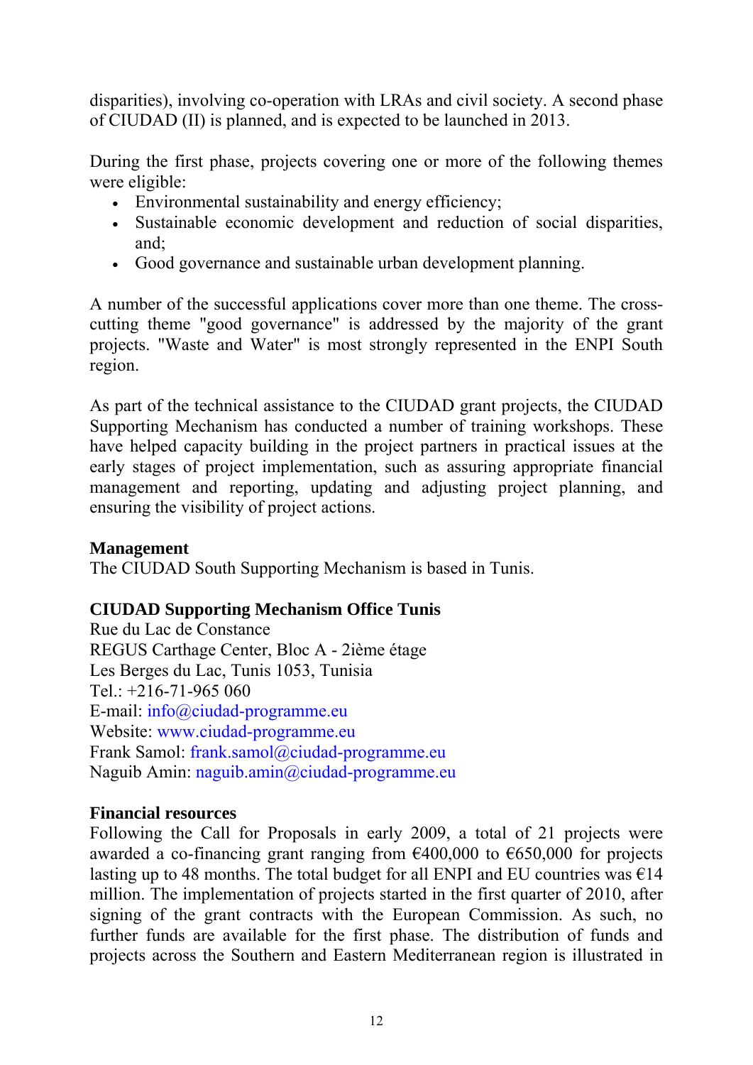disparities), involving co-operation with LRAs and civil society. A second phase of CIUDAD (II) is planned, and is expected to be launched in 2013.

During the first phase, projects covering one or more of the following themes were eligible:

- Environmental sustainability and energy efficiency;
- Sustainable economic development and reduction of social disparities, and;
- Good governance and sustainable urban development planning.

A number of the successful applications cover more than one theme. The cross-cutting theme "good governance" is addressed by the majority of the grant projects. "Waste and Water" is most strongly represented in the ENPI South region.

As part of the technical assistance to the CIUDAD grant projects, the CIUDAD Supporting Mechanism has conducted a number of training workshops. These have helped capacity building in the project partners in practical issues at the early stages of project implementation, such as assuring appropriate financial management and reporting, updating and adjusting project planning, and ensuring the visibility of project actions.

**Management**

The CIUDAD South Supporting Mechanism is based in Tunis.

**CIUDAD Supporting Mechanism Office Tunis**

Rue du Lac de Constance
REGUS Carthage Center, Bloc A - 2ième étage
Les Berges du Lac, Tunis 1053, Tunisia
Tel.: +216-71-965 060
E-mail: info@ciudad-programme.eu
Website: www.ciudad-programme.eu
Frank Samol: frank.samol@ciudad-programme.eu
Naguib Amin: naguib.amin@ciudad-programme.eu

**Financial resources**

Following the Call for Proposals in early 2009, a total of 21 projects were awarded a co-financing grant ranging from €400,000 to €650,000 for projects lasting up to 48 months. The total budget for all ENPI and EU countries was €14 million. The implementation of projects started in the first quarter of 2010, after signing of the grant contracts with the European Commission. As such, no further funds are available for the first phase. The distribution of funds and projects across the Southern and Eastern Mediterranean region is illustrated in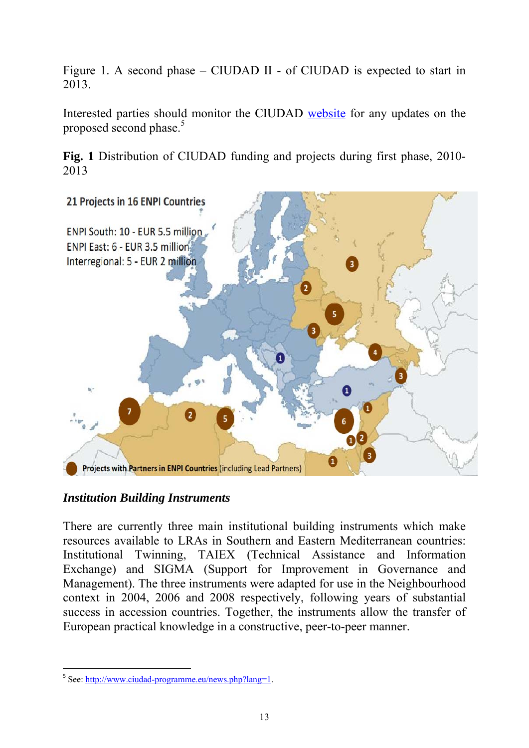Figure 1. A second phase – CIUDAD II - of CIUDAD is expected to start in 2013.

Interested parties should monitor the CIUDAD website for any updates on the proposed second phase.[5]

**Fig. 1** Distribution of CIUDAD funding and projects during first phase, 2010-2013

21 Projects in 16 ENPI Countries

ENPI South: 10 - EUR 5.5 million
ENPI East: 6 - EUR 3.5 million
Interregional: 5 - EUR 2 million

Projects with Partners in ENPI Countries (including Lead Partners)

### *Institution Building Instruments*

There are currently three main institutional building instruments which make resources available to LRAs in Southern and Eastern Mediterranean countries: Institutional Twinning, TAIEX (Technical Assistance and Information Exchange) and SIGMA (Support for Improvement in Governance and Management). The three instruments were adapted for use in the Neighbourhood context in 2004, 2006 and 2008 respectively, following years of substantial success in accession countries. Together, the instruments allow the transfer of European practical knowledge in a constructive, peer-to-peer manner.

---

[5] See: http://www.ciudad-programme.eu/news.php?lang=1.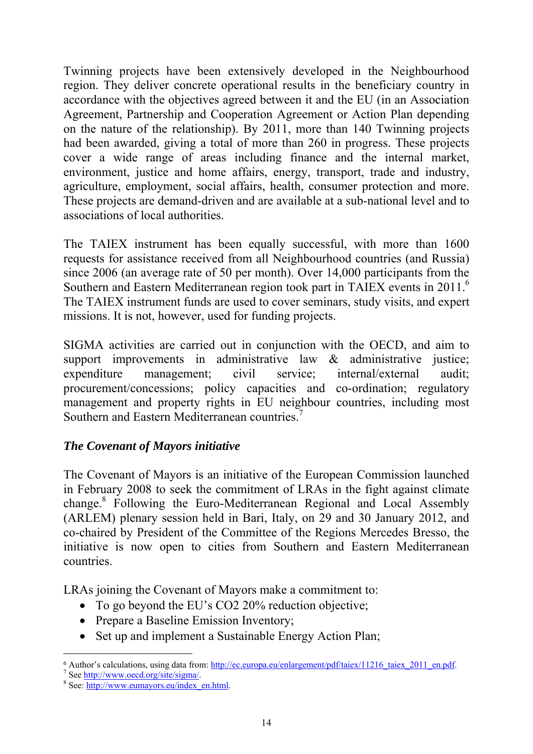Twinning projects have been extensively developed in the Neighbourhood region. They deliver concrete operational results in the beneficiary country in accordance with the objectives agreed between it and the EU (in an Association Agreement, Partnership and Cooperation Agreement or Action Plan depending on the nature of the relationship). By 2011, more than 140 Twinning projects had been awarded, giving a total of more than 260 in progress. These projects cover a wide range of areas including finance and the internal market, environment, justice and home affairs, energy, transport, trade and industry, agriculture, employment, social affairs, health, consumer protection and more. These projects are demand-driven and are available at a sub-national level and to associations of local authorities.

The TAIEX instrument has been equally successful, with more than 1600 requests for assistance received from all Neighbourhood countries (and Russia) since 2006 (an average rate of 50 per month). Over 14,000 participants from the Southern and Eastern Mediterranean region took part in TAIEX events in 2011.[6] The TAIEX instrument funds are used to cover seminars, study visits, and expert missions. It is not, however, used for funding projects.

SIGMA activities are carried out in conjunction with the OECD, and aim to support improvements in administrative law & administrative justice; expenditure management; civil service; internal/external audit; procurement/concessions; policy capacities and co-ordination; regulatory management and property rights in EU neighbour countries, including most Southern and Eastern Mediterranean countries.[7]

### *The Covenant of Mayors initiative*

The Covenant of Mayors is an initiative of the European Commission launched in February 2008 to seek the commitment of LRAs in the fight against climate change.[8] Following the Euro-Mediterranean Regional and Local Assembly (ARLEM) plenary session held in Bari, Italy, on 29 and 30 January 2012, and co-chaired by President of the Committee of the Regions Mercedes Bresso, the initiative is now open to cities from Southern and Eastern Mediterranean countries.

LRAs joining the Covenant of Mayors make a commitment to:

- To go beyond the EU's CO2 20% reduction objective;
- Prepare a Baseline Emission Inventory;
- Set up and implement a Sustainable Energy Action Plan;

---

[6] Author's calculations, using data from: http://ec.europa.eu/enlargement/pdf/taiex/11216_taiex_2011_en.pdf.

[7] See http://www.oecd.org/site/sigma/.

[8] See: http://www.eumayors.eu/index_en.html.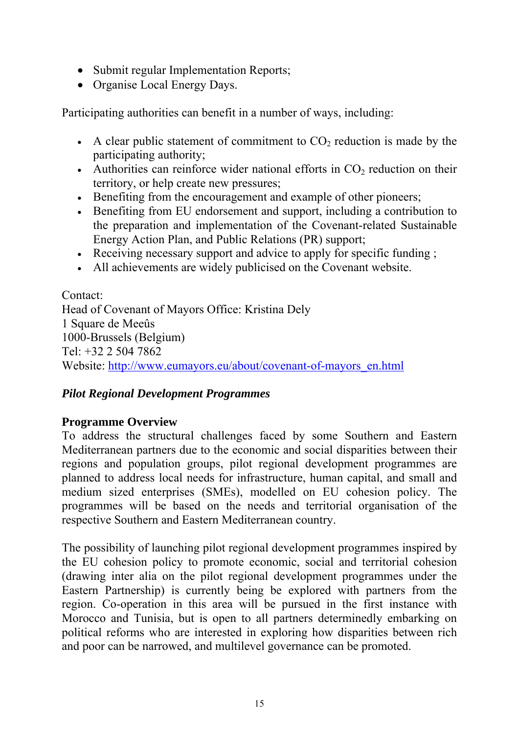- Submit regular Implementation Reports;
- Organise Local Energy Days.

Participating authorities can benefit in a number of ways, including:

- A clear public statement of commitment to $CO_2$ reduction is made by the participating authority;
- Authorities can reinforce wider national efforts in $CO_2$ reduction on their territory, or help create new pressures;
- Benefiting from the encouragement and example of other pioneers;
- Benefiting from EU endorsement and support, including a contribution to the preparation and implementation of the Covenant-related Sustainable Energy Action Plan, and Public Relations (PR) support;
- Receiving necessary support and advice to apply for specific funding ;
- All achievements are widely publicised on the Covenant website.

Contact:
Head of Covenant of Mayors Office: Kristina Dely
1 Square de Meeûs
1000-Brussels (Belgium)
Tel: +32 2 504 7862
Website: http://www.eumayors.eu/about/covenant-of-mayors_en.html

***Pilot Regional Development Programmes***

**Programme Overview**

To address the structural challenges faced by some Southern and Eastern Mediterranean partners due to the economic and social disparities between their regions and population groups, pilot regional development programmes are planned to address local needs for infrastructure, human capital, and small and medium sized enterprises (SMEs), modelled on EU cohesion policy. The programmes will be based on the needs and territorial organisation of the respective Southern and Eastern Mediterranean country.

The possibility of launching pilot regional development programmes inspired by the EU cohesion policy to promote economic, social and territorial cohesion (drawing inter alia on the pilot regional development programmes under the Eastern Partnership) is currently being be explored with partners from the region. Co-operation in this area will be pursued in the first instance with Morocco and Tunisia, but is open to all partners determinedly embarking on political reforms who are interested in exploring how disparities between rich and poor can be narrowed, and multilevel governance can be promoted.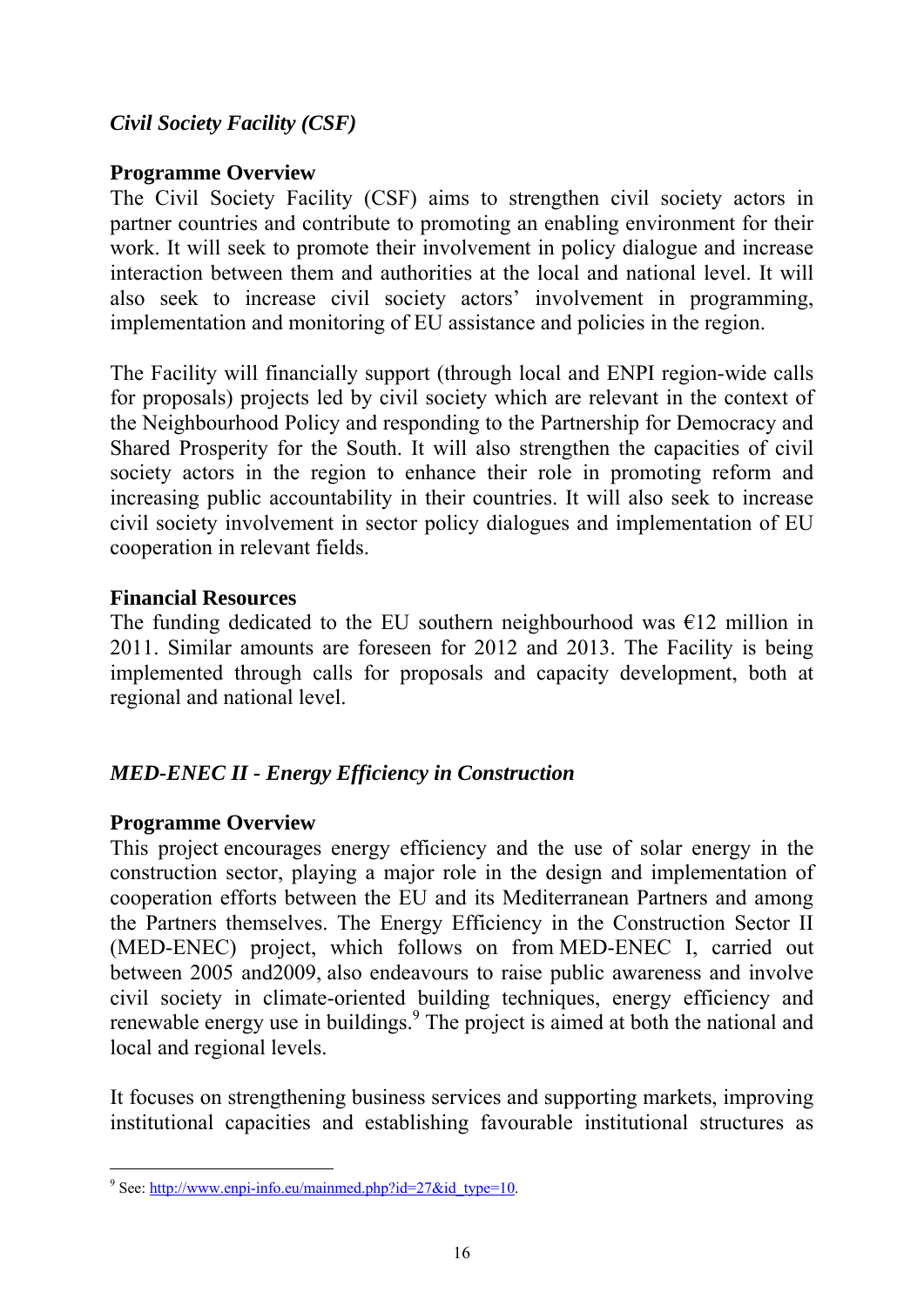### *Civil Society Facility (CSF)*

**Programme Overview**

The Civil Society Facility (CSF) aims to strengthen civil society actors in partner countries and contribute to promoting an enabling environment for their work. It will seek to promote their involvement in policy dialogue and increase interaction between them and authorities at the local and national level. It will also seek to increase civil society actors' involvement in programming, implementation and monitoring of EU assistance and policies in the region.

The Facility will financially support (through local and ENPI region-wide calls for proposals) projects led by civil society which are relevant in the context of the Neighbourhood Policy and responding to the Partnership for Democracy and Shared Prosperity for the South. It will also strengthen the capacities of civil society actors in the region to enhance their role in promoting reform and increasing public accountability in their countries. It will also seek to increase civil society involvement in sector policy dialogues and implementation of EU cooperation in relevant fields.

**Financial Resources**

The funding dedicated to the EU southern neighbourhood was €12 million in 2011. Similar amounts are foreseen for 2012 and 2013. The Facility is being implemented through calls for proposals and capacity development, both at regional and national level.

### *MED-ENEC II - Energy Efficiency in Construction*

**Programme Overview**

This project encourages energy efficiency and the use of solar energy in the construction sector, playing a major role in the design and implementation of cooperation efforts between the EU and its Mediterranean Partners and among the Partners themselves. The Energy Efficiency in the Construction Sector II (MED-ENEC) project, which follows on from MED-ENEC I, carried out between 2005 and2009, also endeavours to raise public awareness and involve civil society in climate-oriented building techniques, energy efficiency and renewable energy use in buildings.[9] The project is aimed at both the national and local and regional levels.

It focuses on strengthening business services and supporting markets, improving institutional capacities and establishing favourable institutional structures as

[9] See: http://www.enpi-info.eu/mainmed.php?id=27&id_type=10.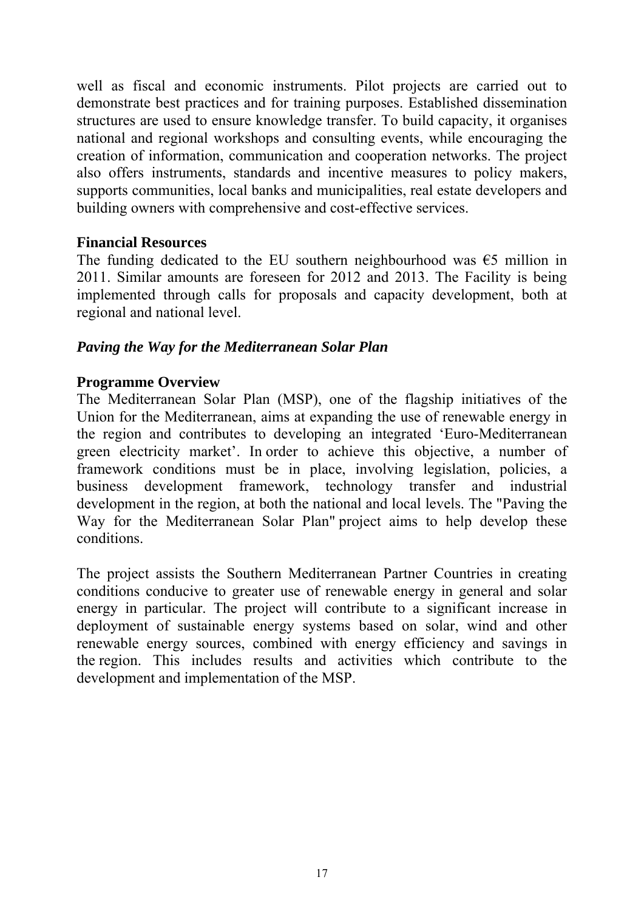well as fiscal and economic instruments. Pilot projects are carried out to demonstrate best practices and for training purposes. Established dissemination structures are used to ensure knowledge transfer. To build capacity, it organises national and regional workshops and consulting events, while encouraging the creation of information, communication and cooperation networks. The project also offers instruments, standards and incentive measures to policy makers, supports communities, local banks and municipalities, real estate developers and building owners with comprehensive and cost-effective services.

**Financial Resources**

The funding dedicated to the EU southern neighbourhood was €5 million in 2011. Similar amounts are foreseen for 2012 and 2013. The Facility is being implemented through calls for proposals and capacity development, both at regional and national level.

***Paving the Way for the Mediterranean Solar Plan***

**Programme Overview**

The Mediterranean Solar Plan (MSP), one of the flagship initiatives of the Union for the Mediterranean, aims at expanding the use of renewable energy in the region and contributes to developing an integrated 'Euro-Mediterranean green electricity market'. In order to achieve this objective, a number of framework conditions must be in place, involving legislation, policies, a business development framework, technology transfer and industrial development in the region, at both the national and local levels. The "Paving the Way for the Mediterranean Solar Plan" project aims to help develop these conditions.

The project assists the Southern Mediterranean Partner Countries in creating conditions conducive to greater use of renewable energy in general and solar energy in particular. The project will contribute to a significant increase in deployment of sustainable energy systems based on solar, wind and other renewable energy sources, combined with energy efficiency and savings in the region. This includes results and activities which contribute to the development and implementation of the MSP.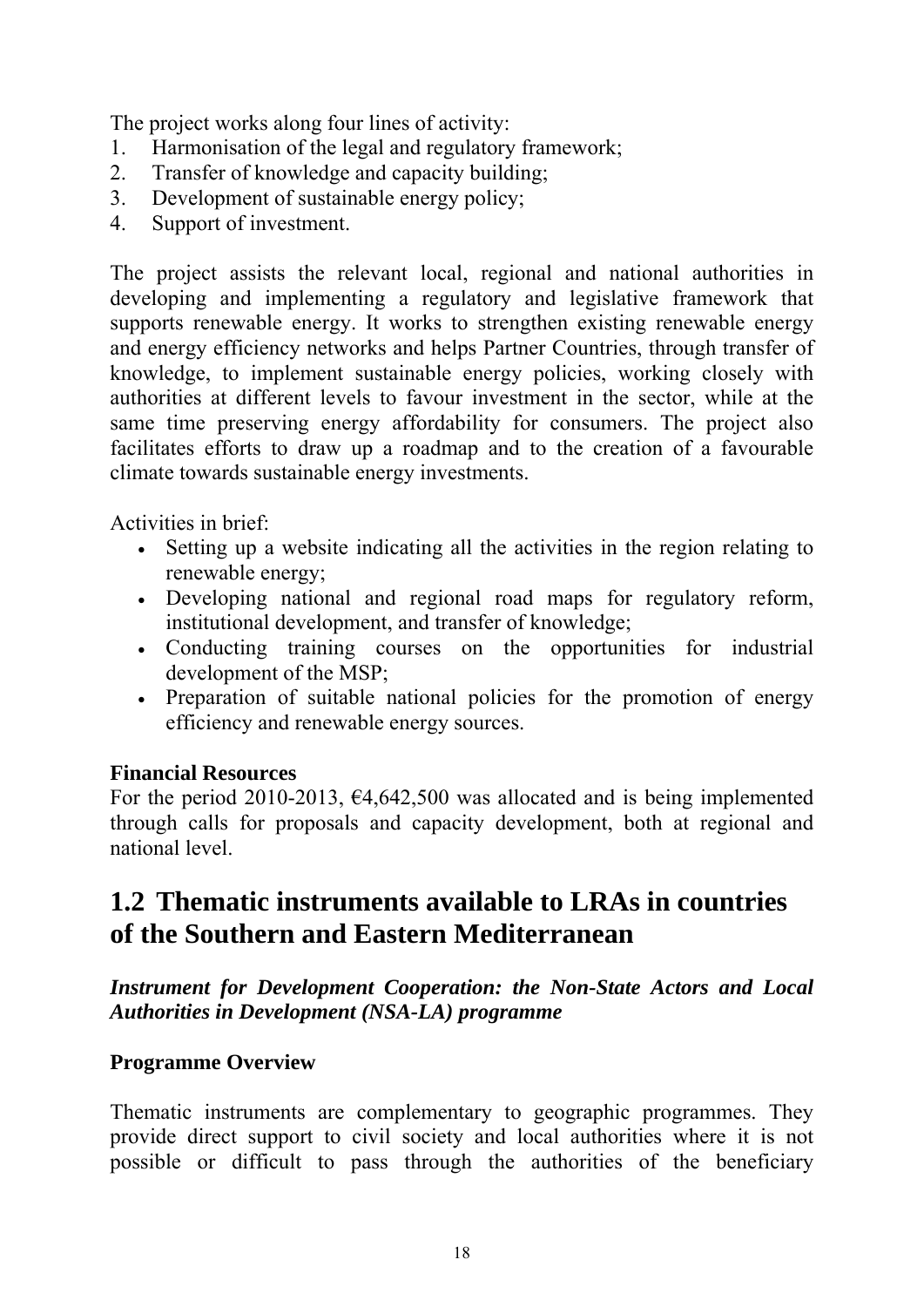The project works along four lines of activity:

1. Harmonisation of the legal and regulatory framework;
2. Transfer of knowledge and capacity building;
3. Development of sustainable energy policy;
4. Support of investment.

The project assists the relevant local, regional and national authorities in developing and implementing a regulatory and legislative framework that supports renewable energy. It works to strengthen existing renewable energy and energy efficiency networks and helps Partner Countries, through transfer of knowledge, to implement sustainable energy policies, working closely with authorities at different levels to favour investment in the sector, while at the same time preserving energy affordability for consumers. The project also facilitates efforts to draw up a roadmap and to the creation of a favourable climate towards sustainable energy investments.

Activities in brief:

- Setting up a website indicating all the activities in the region relating to renewable energy;
- Developing national and regional road maps for regulatory reform, institutional development, and transfer of knowledge;
- Conducting training courses on the opportunities for industrial development of the MSP;
- Preparation of suitable national policies for the promotion of energy efficiency and renewable energy sources.

**Financial Resources**

For the period 2010-2013, €4,642,500 was allocated and is being implemented through calls for proposals and capacity development, both at regional and national level.

## 1.2 Thematic instruments available to LRAs in countries of the Southern and Eastern Mediterranean

***Instrument for Development Cooperation: the Non-State Actors and Local Authorities in Development (NSA-LA) programme***

**Programme Overview**

Thematic instruments are complementary to geographic programmes. They provide direct support to civil society and local authorities where it is not possible or difficult to pass through the authorities of the beneficiary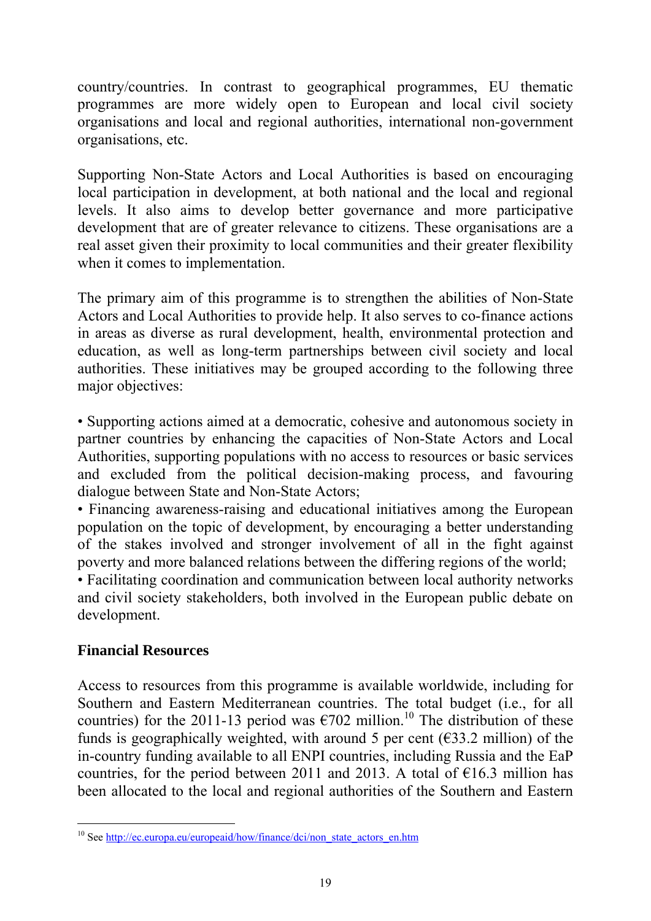country/countries. In contrast to geographical programmes, EU thematic programmes are more widely open to European and local civil society organisations and local and regional authorities, international non-government organisations, etc.

Supporting Non-State Actors and Local Authorities is based on encouraging local participation in development, at both national and the local and regional levels. It also aims to develop better governance and more participative development that are of greater relevance to citizens. These organisations are a real asset given their proximity to local communities and their greater flexibility when it comes to implementation.

The primary aim of this programme is to strengthen the abilities of Non-State Actors and Local Authorities to provide help. It also serves to co-finance actions in areas as diverse as rural development, health, environmental protection and education, as well as long-term partnerships between civil society and local authorities. These initiatives may be grouped according to the following three major objectives:

• Supporting actions aimed at a democratic, cohesive and autonomous society in partner countries by enhancing the capacities of Non-State Actors and Local Authorities, supporting populations with no access to resources or basic services and excluded from the political decision-making process, and favouring dialogue between State and Non-State Actors;

• Financing awareness-raising and educational initiatives among the European population on the topic of development, by encouraging a better understanding of the stakes involved and stronger involvement of all in the fight against poverty and more balanced relations between the differing regions of the world;

• Facilitating coordination and communication between local authority networks and civil society stakeholders, both involved in the European public debate on development.

**Financial Resources**

Access to resources from this programme is available worldwide, including for Southern and Eastern Mediterranean countries. The total budget (i.e., for all countries) for the 2011-13 period was €702 million.[10] The distribution of these funds is geographically weighted, with around 5 per cent (€33.2 million) of the in-country funding available to all ENPI countries, including Russia and the EaP countries, for the period between 2011 and 2013. A total of €16.3 million has been allocated to the local and regional authorities of the Southern and Eastern

[10] See http://ec.europa.eu/europeaid/how/finance/dci/non_state_actors_en.htm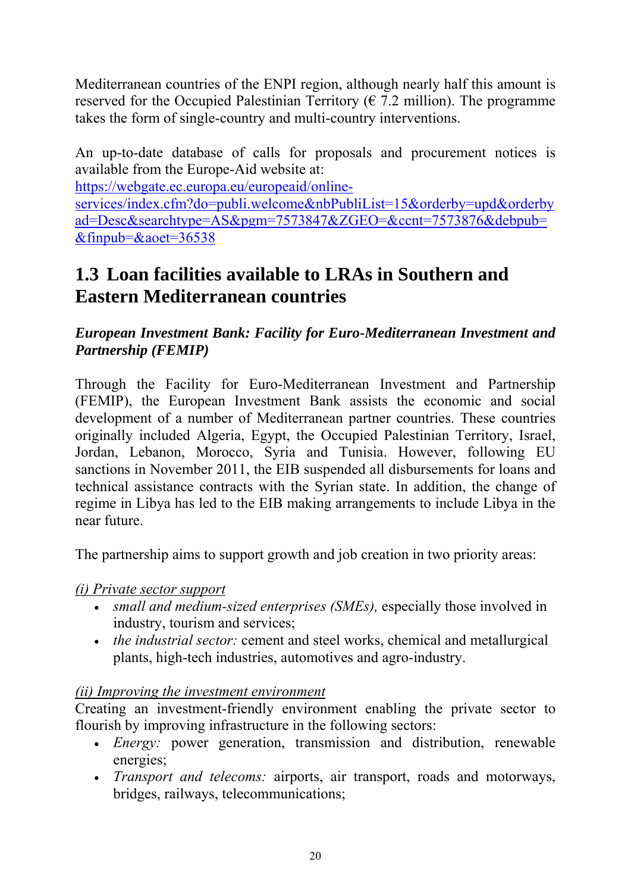Mediterranean countries of the ENPI region, although nearly half this amount is reserved for the Occupied Palestinian Territory (€ 7.2 million). The programme takes the form of single-country and multi-country interventions.

An up-to-date database of calls for proposals and procurement notices is available from the Europe-Aid website at:
[https://webgate.ec.europa.eu/europeaid/online-services/index.cfm?do=publi.welcome&nbPubliList=15&orderby=upd&orderbyad=Desc&searchtype=AS&pgm=7573847&ZGEO=&ccnt=7573876&debpub=&finpub=&aoet=36538](https://webgate.ec.europa.eu/europeaid/online-services/index.cfm?do=publi.welcome&nbPubliList=15&orderby=upd&orderbyad=Desc&searchtype=AS&pgm=7573847&ZGEO=&ccnt=7573876&debpub=&finpub=&aoet=36538)

## 1.3 Loan facilities available to LRAs in Southern and Eastern Mediterranean countries

***European Investment Bank: Facility for Euro-Mediterranean Investment and Partnership (FEMIP)***

Through the Facility for Euro-Mediterranean Investment and Partnership (FEMIP), the European Investment Bank assists the economic and social development of a number of Mediterranean partner countries. These countries originally included Algeria, Egypt, the Occupied Palestinian Territory, Israel, Jordan, Lebanon, Morocco, Syria and Tunisia. However, following EU sanctions in November 2011, the EIB suspended all disbursements for loans and technical assistance contracts with the Syrian state. In addition, the change of regime in Libya has led to the EIB making arrangements to include Libya in the near future.

The partnership aims to support growth and job creation in two priority areas:

*(i) Private sector support*

- *small and medium-sized enterprises (SMEs),* especially those involved in industry, tourism and services;
- *the industrial sector:* cement and steel works, chemical and metallurgical plants, high-tech industries, automotives and agro-industry.

*(ii) Improving the investment environment*

Creating an investment-friendly environment enabling the private sector to flourish by improving infrastructure in the following sectors:

- *Energy:* power generation, transmission and distribution, renewable energies;
- *Transport and telecoms:* airports, air transport, roads and motorways, bridges, railways, telecommunications;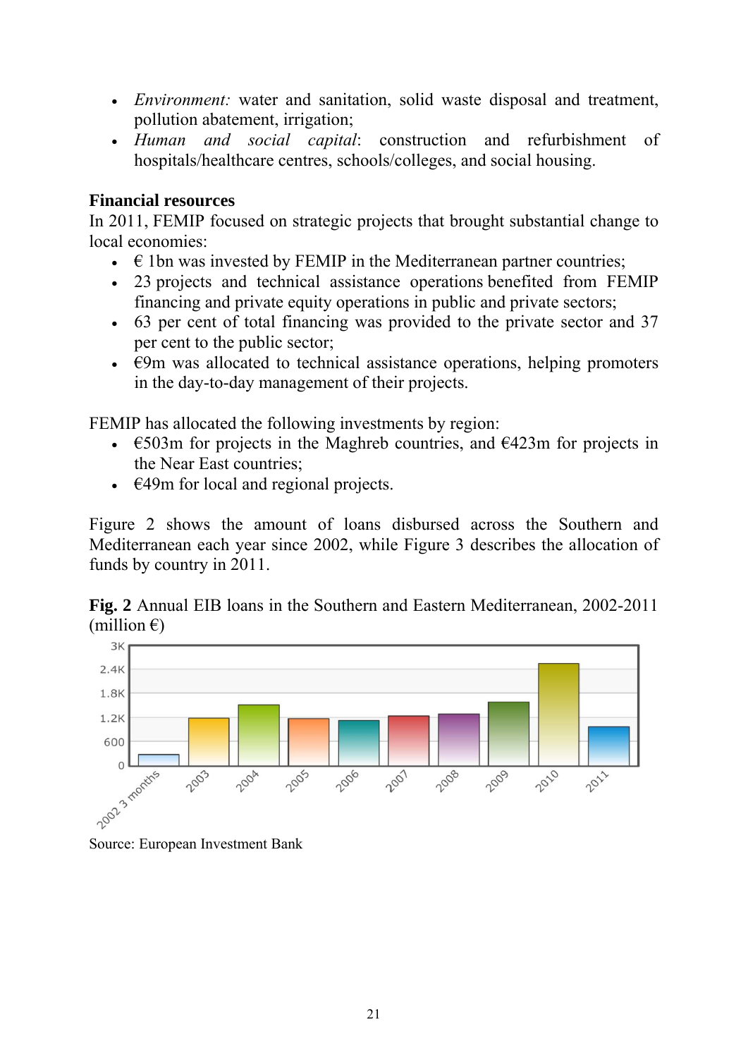- *Environment:* water and sanitation, solid waste disposal and treatment, pollution abatement, irrigation;
- *Human and social capital*: construction and refurbishment of hospitals/healthcare centres, schools/colleges, and social housing.

**Financial resources**

In 2011, FEMIP focused on strategic projects that brought substantial change to local economies:

- € 1bn was invested by FEMIP in the Mediterranean partner countries;
- 23 projects and technical assistance operations benefited from FEMIP financing and private equity operations in public and private sectors;
- 63 per cent of total financing was provided to the private sector and 37 per cent to the public sector;
- €9m was allocated to technical assistance operations, helping promoters in the day-to-day management of their projects.

FEMIP has allocated the following investments by region:

- €503m for projects in the Maghreb countries, and €423m for projects in the Near East countries;
- €49m for local and regional projects.

Figure 2 shows the amount of loans disbursed across the Southern and Mediterranean each year since 2002, while Figure 3 describes the allocation of funds by country in 2011.

**Fig. 2** Annual EIB loans in the Southern and Eastern Mediterranean, 2002-2011 (million €)

Source: European Investment Bank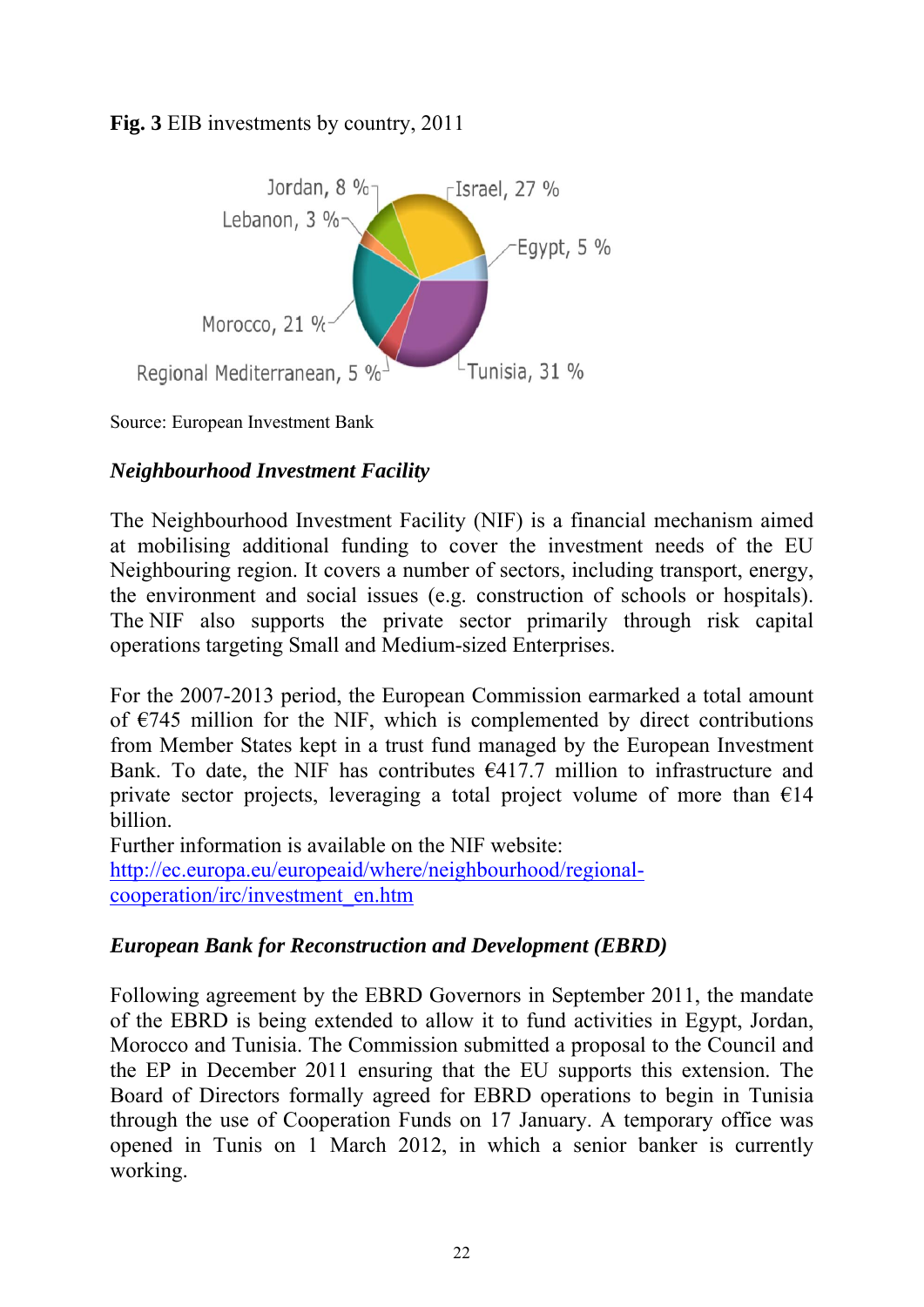**Fig. 3** EIB investments by country, 2011

Jordan, 8 %
Israel, 27 %
Lebanon, 3 %
Egypt, 5 %
Morocco, 21 %
Regional Mediterranean, 5 %
Tunisia, 31 %

Source: European Investment Bank

***Neighbourhood Investment Facility***

The Neighbourhood Investment Facility (NIF) is a financial mechanism aimed at mobilising additional funding to cover the investment needs of the EU Neighbouring region. It covers a number of sectors, including transport, energy, the environment and social issues (e.g. construction of schools or hospitals). The NIF also supports the private sector primarily through risk capital operations targeting Small and Medium-sized Enterprises.

For the 2007-2013 period, the European Commission earmarked a total amount of €745 million for the NIF, which is complemented by direct contributions from Member States kept in a trust fund managed by the European Investment Bank. To date, the NIF has contributes €417.7 million to infrastructure and private sector projects, leveraging a total project volume of more than €14 billion.
Further information is available on the NIF website:
http://ec.europa.eu/europeaid/where/neighbourhood/regional-cooperation/irc/investment_en.htm

***European Bank for Reconstruction and Development (EBRD)***

Following agreement by the EBRD Governors in September 2011, the mandate of the EBRD is being extended to allow it to fund activities in Egypt, Jordan, Morocco and Tunisia. The Commission submitted a proposal to the Council and the EP in December 2011 ensuring that the EU supports this extension. The Board of Directors formally agreed for EBRD operations to begin in Tunisia through the use of Cooperation Funds on 17 January. A temporary office was opened in Tunis on 1 March 2012, in which a senior banker is currently working.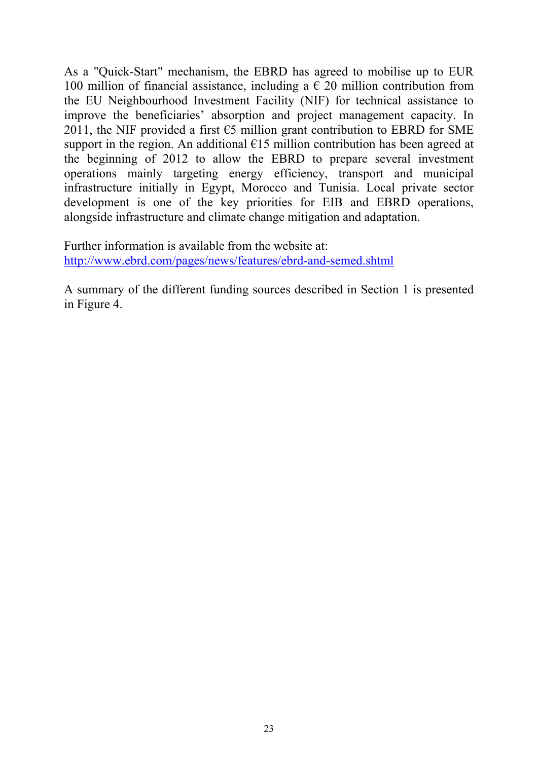As a "Quick-Start" mechanism, the EBRD has agreed to mobilise up to EUR 100 million of financial assistance, including a € 20 million contribution from the EU Neighbourhood Investment Facility (NIF) for technical assistance to improve the beneficiaries' absorption and project management capacity. In 2011, the NIF provided a first €5 million grant contribution to EBRD for SME support in the region. An additional €15 million contribution has been agreed at the beginning of 2012 to allow the EBRD to prepare several investment operations mainly targeting energy efficiency, transport and municipal infrastructure initially in Egypt, Morocco and Tunisia. Local private sector development is one of the key priorities for EIB and EBRD operations, alongside infrastructure and climate change mitigation and adaptation.

Further information is available from the website at:
http://www.ebrd.com/pages/news/features/ebrd-and-semed.shtml

A summary of the different funding sources described in Section 1 is presented in Figure 4.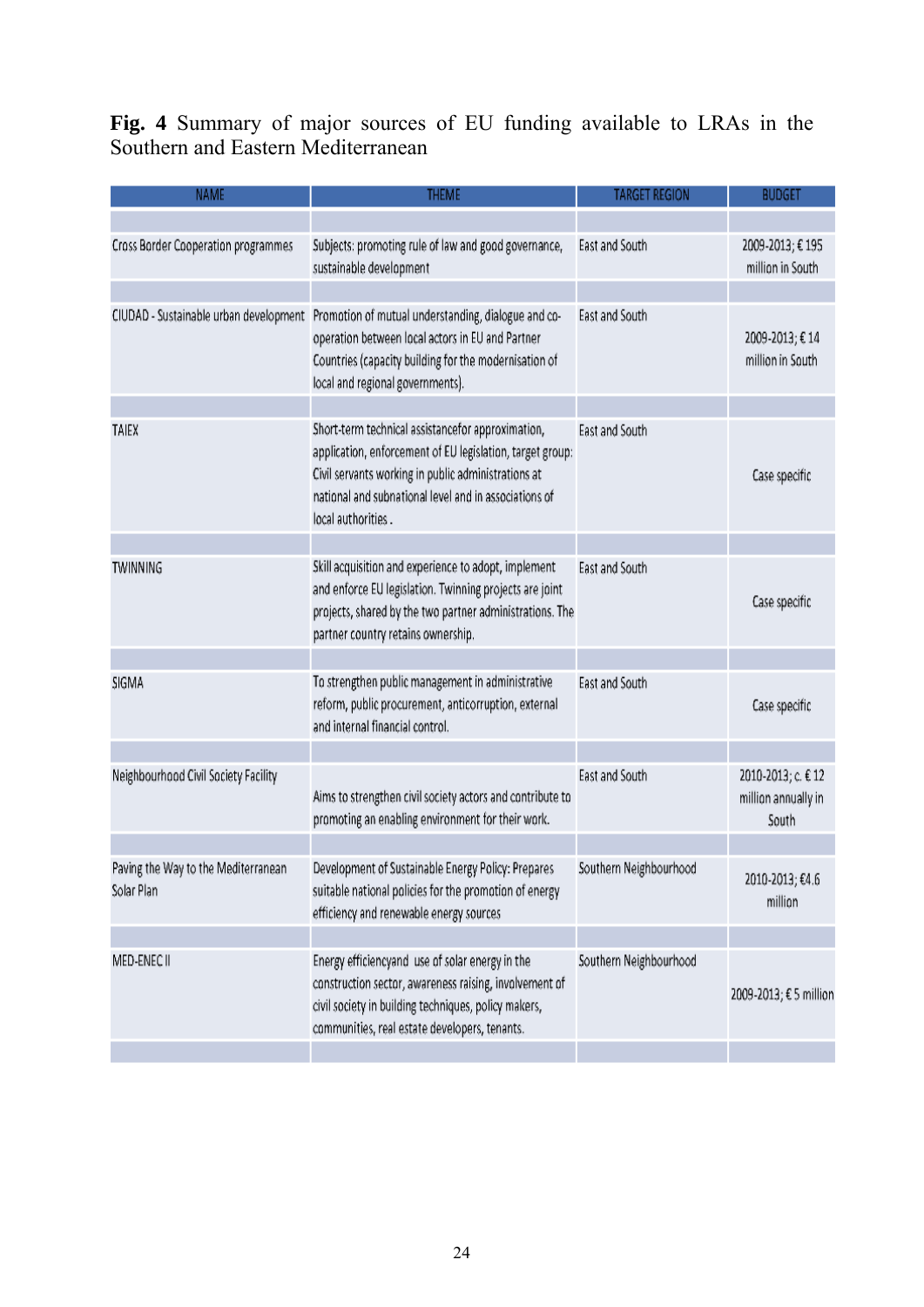**Fig. 4** Summary of major sources of EU funding available to LRAs in the Southern and Eastern Mediterranean

| NAME | THEME | TARGET REGION | BUDGET |
|---|---|---|---|
| Cross Border Cooperation programmes | Subjects: promoting rule of law and good governance, sustainable development | East and South | 2009-2013; € 195 million in South |
| CIUDAD - Sustainable urban development | Promotion of mutual understanding, dialogue and co-operation between local actors in EU and Partner Countries (capacity building for the modernisation of local and regional governments). | East and South | 2009-2013; € 14 million in South |
| TAIEX | Short-term technical assistancefor approximation, application, enforcement of EU legislation, target group: Civil servants working in public administrations at national and subnational level and in associations of local authorities . | East and South | Case specific |
| TWINNING | Skill acquisition and experience to adopt, implement and enforce EU legislation. Twinning projects are joint projects, shared by the two partner administrations. The partner country retains ownership. | East and South | Case specific |
| SIGMA | To strengthen public management in administrative reform, public procurement, anticorruption, external and internal financial control. | East and South | Case specific |
| Neighbourhood Civil Society Facility | Aims to strengthen civil society actors and contribute to promoting an enabling environment for their work. | East and South | 2010-2013; c. € 12 million annually in South |
| Paving the Way to the Mediterranean Solar Plan | Development of Sustainable Energy Policy: Prepares suitable national policies for the promotion of energy efficiency and renewable energy sources | Southern Neighbourhood | 2010-2013; €4.6 million |
| MED-ENEC II | Energy efficiencyand use of solar energy in the construction sector, awareness raising, involvement of civil society in building techniques, policy makers, communities, real estate developers, tenants. | Southern Neighbourhood | 2009-2013; € 5 million |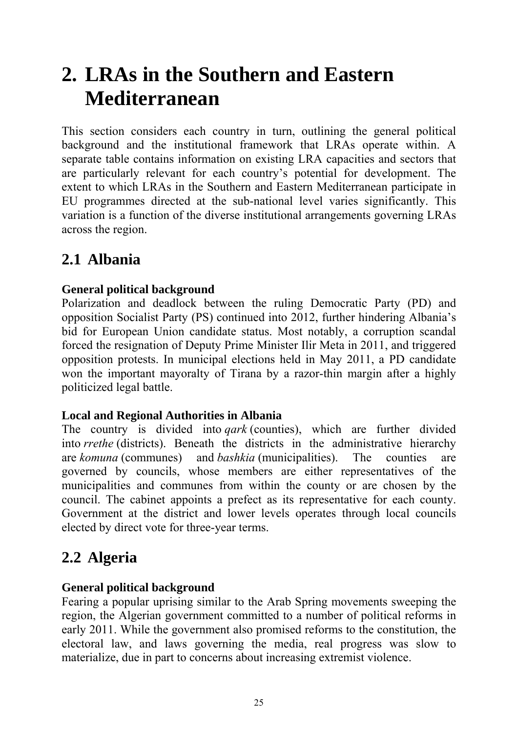# 2. LRAs in the Southern and Eastern Mediterranean

This section considers each country in turn, outlining the general political background and the institutional framework that LRAs operate within. A separate table contains information on existing LRA capacities and sectors that are particularly relevant for each country's potential for development. The extent to which LRAs in the Southern and Eastern Mediterranean participate in EU programmes directed at the sub-national level varies significantly. This variation is a function of the diverse institutional arrangements governing LRAs across the region.

## 2.1 Albania

**General political background**

Polarization and deadlock between the ruling Democratic Party (PD) and opposition Socialist Party (PS) continued into 2012, further hindering Albania's bid for European Union candidate status. Most notably, a corruption scandal forced the resignation of Deputy Prime Minister Ilir Meta in 2011, and triggered opposition protests. In municipal elections held in May 2011, a PD candidate won the important mayoralty of Tirana by a razor-thin margin after a highly politicized legal battle.

**Local and Regional Authorities in Albania**

The country is divided into *qark* (counties), which are further divided into *rrethe* (districts). Beneath the districts in the administrative hierarchy are *komuna* (communes) and *bashkia* (municipalities). The counties are governed by councils, whose members are either representatives of the municipalities and communes from within the county or are chosen by the council. The cabinet appoints a prefect as its representative for each county. Government at the district and lower levels operates through local councils elected by direct vote for three-year terms.

## 2.2 Algeria

**General political background**

Fearing a popular uprising similar to the Arab Spring movements sweeping the region, the Algerian government committed to a number of political reforms in early 2011. While the government also promised reforms to the constitution, the electoral law, and laws governing the media, real progress was slow to materialize, due in part to concerns about increasing extremist violence.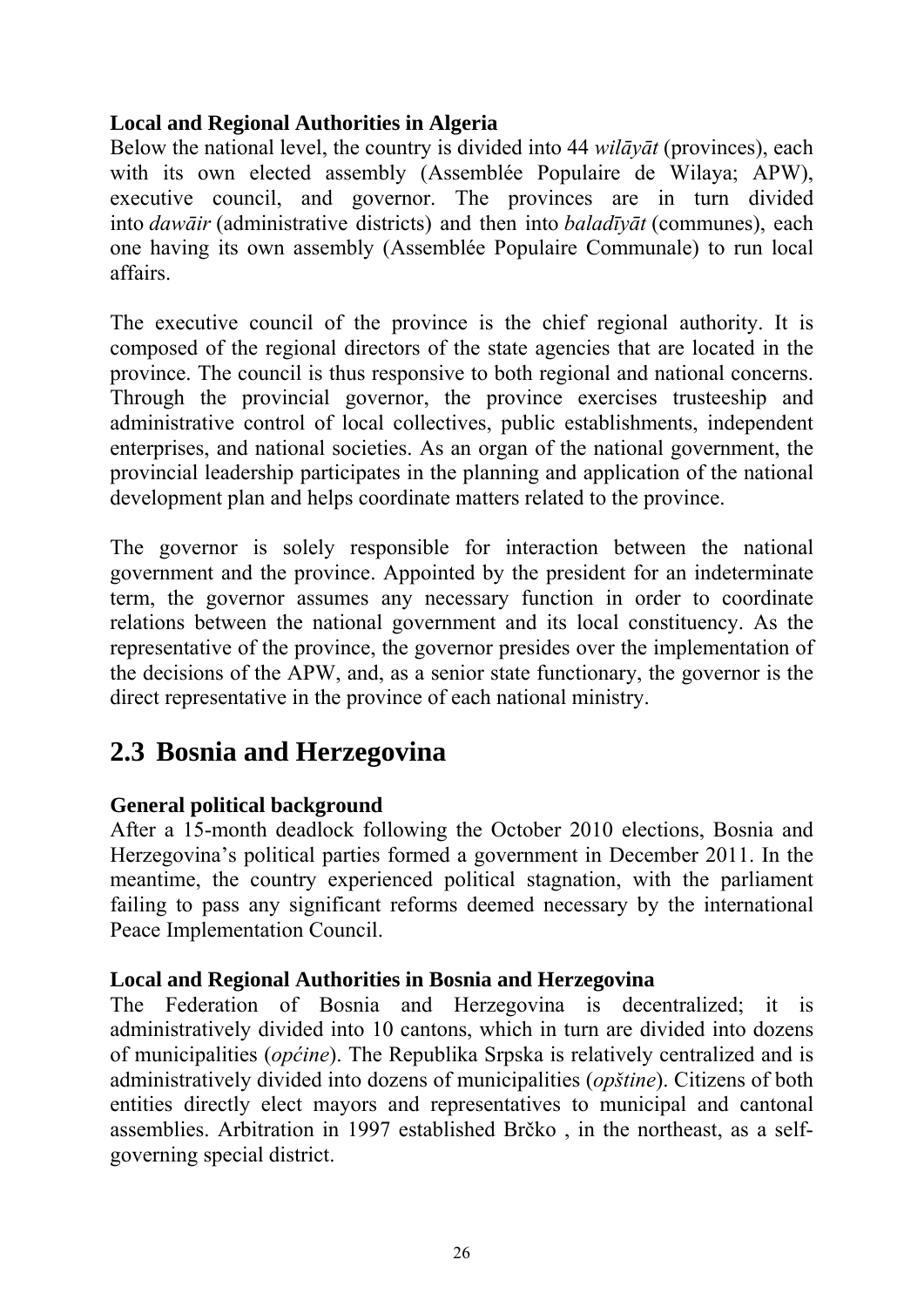**Local and Regional Authorities in Algeria**

Below the national level, the country is divided into 44 *wilāyāt* (provinces), each with its own elected assembly (Assemblée Populaire de Wilaya; APW), executive council, and governor. The provinces are in turn divided into *dawāir* (administrative districts) and then into *baladīyāt* (communes), each one having its own assembly (Assemblée Populaire Communale) to run local affairs.

The executive council of the province is the chief regional authority. It is composed of the regional directors of the state agencies that are located in the province. The council is thus responsive to both regional and national concerns. Through the provincial governor, the province exercises trusteeship and administrative control of local collectives, public establishments, independent enterprises, and national societies. As an organ of the national government, the provincial leadership participates in the planning and application of the national development plan and helps coordinate matters related to the province.

The governor is solely responsible for interaction between the national government and the province. Appointed by the president for an indeterminate term, the governor assumes any necessary function in order to coordinate relations between the national government and its local constituency. As the representative of the province, the governor presides over the implementation of the decisions of the APW, and, as a senior state functionary, the governor is the direct representative in the province of each national ministry.

## 2.3 Bosnia and Herzegovina

**General political background**

After a 15-month deadlock following the October 2010 elections, Bosnia and Herzegovina's political parties formed a government in December 2011. In the meantime, the country experienced political stagnation, with the parliament failing to pass any significant reforms deemed necessary by the international Peace Implementation Council.

**Local and Regional Authorities in Bosnia and Herzegovina**

The Federation of Bosnia and Herzegovina is decentralized; it is administratively divided into 10 cantons, which in turn are divided into dozens of municipalities (*općine*). The Republika Srpska is relatively centralized and is administratively divided into dozens of municipalities (*opštine*). Citizens of both entities directly elect mayors and representatives to municipal and cantonal assemblies. Arbitration in 1997 established Brčko , in the northeast, as a self-governing special district.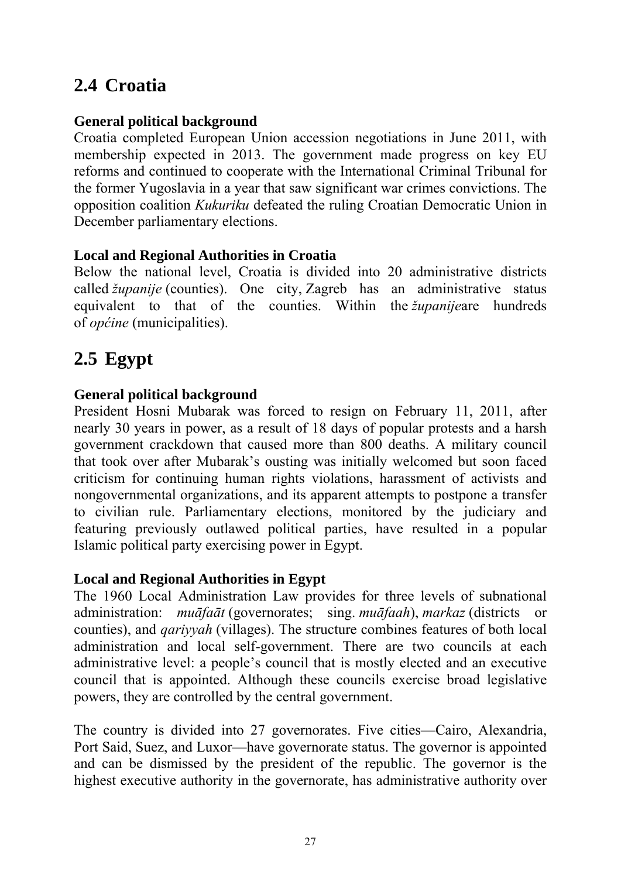## 2.4 Croatia

**General political background**

Croatia completed European Union accession negotiations in June 2011, with membership expected in 2013. The government made progress on key EU reforms and continued to cooperate with the International Criminal Tribunal for the former Yugoslavia in a year that saw significant war crimes convictions. The opposition coalition *Kukuriku* defeated the ruling Croatian Democratic Union in December parliamentary elections.

**Local and Regional Authorities in Croatia**

Below the national level, Croatia is divided into 20 administrative districts called *županije* (counties). One city, Zagreb has an administrative status equivalent to that of the counties. Within the *županije*are hundreds of *općine* (municipalities).

## 2.5 Egypt

**General political background**

President Hosni Mubarak was forced to resign on February 11, 2011, after nearly 30 years in power, as a result of 18 days of popular protests and a harsh government crackdown that caused more than 800 deaths. A military council that took over after Mubarak's ousting was initially welcomed but soon faced criticism for continuing human rights violations, harassment of activists and nongovernmental organizations, and its apparent attempts to postpone a transfer to civilian rule. Parliamentary elections, monitored by the judiciary and featuring previously outlawed political parties, have resulted in a popular Islamic political party exercising power in Egypt.

**Local and Regional Authorities in Egypt**

The 1960 Local Administration Law provides for three levels of subnational administration: *muāfaāt* (governorates; sing. *muāfaah*), *markaz* (districts or counties), and *qariyyah* (villages). The structure combines features of both local administration and local self-government. There are two councils at each administrative level: a people's council that is mostly elected and an executive council that is appointed. Although these councils exercise broad legislative powers, they are controlled by the central government.

The country is divided into 27 governorates. Five cities—Cairo, Alexandria, Port Said, Suez, and Luxor—have governorate status. The governor is appointed and can be dismissed by the president of the republic. The governor is the highest executive authority in the governorate, has administrative authority over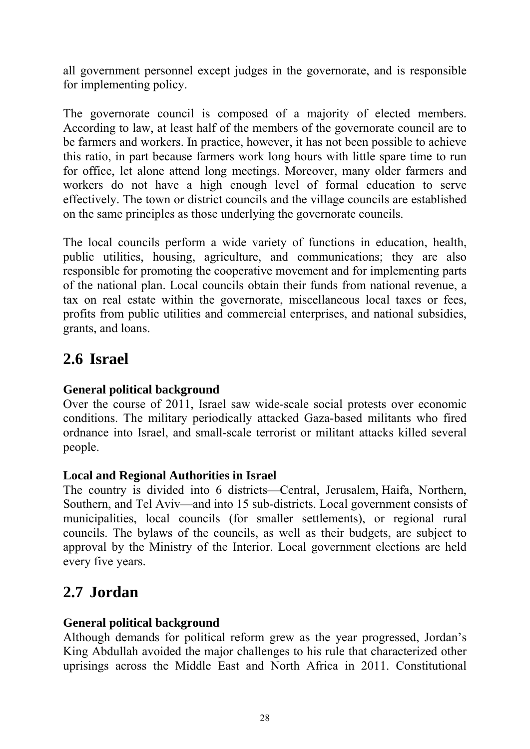all government personnel except judges in the governorate, and is responsible for implementing policy.

The governorate council is composed of a majority of elected members. According to law, at least half of the members of the governorate council are to be farmers and workers. In practice, however, it has not been possible to achieve this ratio, in part because farmers work long hours with little spare time to run for office, let alone attend long meetings. Moreover, many older farmers and workers do not have a high enough level of formal education to serve effectively. The town or district councils and the village councils are established on the same principles as those underlying the governorate councils.

The local councils perform a wide variety of functions in education, health, public utilities, housing, agriculture, and communications; they are also responsible for promoting the cooperative movement and for implementing parts of the national plan. Local councils obtain their funds from national revenue, a tax on real estate within the governorate, miscellaneous local taxes or fees, profits from public utilities and commercial enterprises, and national subsidies, grants, and loans.

## 2.6 Israel

**General political background**

Over the course of 2011, Israel saw wide-scale social protests over economic conditions. The military periodically attacked Gaza-based militants who fired ordnance into Israel, and small-scale terrorist or militant attacks killed several people.

**Local and Regional Authorities in Israel**

The country is divided into 6 districts—Central, Jerusalem, Haifa, Northern, Southern, and Tel Aviv—and into 15 sub-districts. Local government consists of municipalities, local councils (for smaller settlements), or regional rural councils. The bylaws of the councils, as well as their budgets, are subject to approval by the Ministry of the Interior. Local government elections are held every five years.

## 2.7 Jordan

**General political background**

Although demands for political reform grew as the year progressed, Jordan's King Abdullah avoided the major challenges to his rule that characterized other uprisings across the Middle East and North Africa in 2011. Constitutional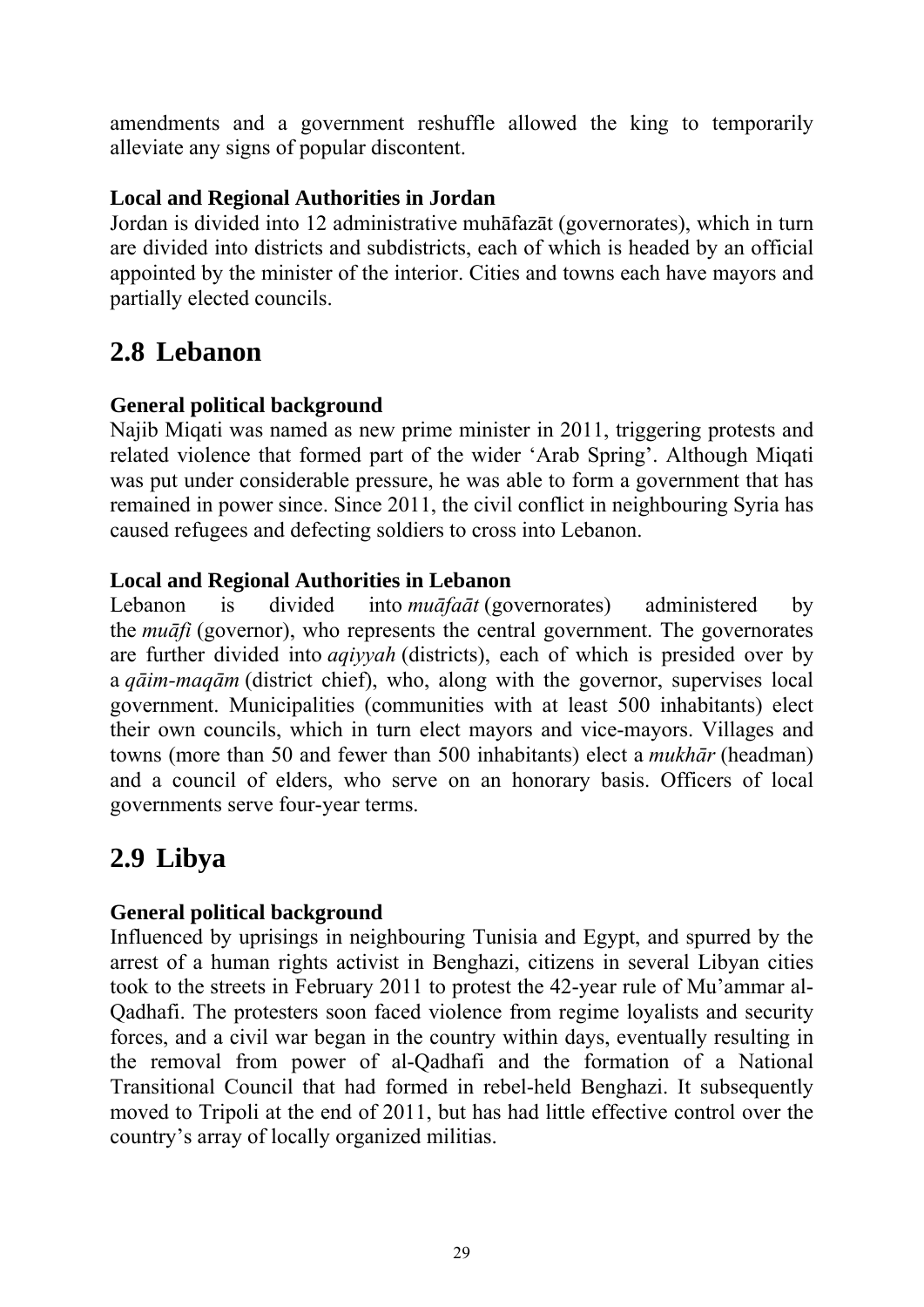amendments and a government reshuffle allowed the king to temporarily alleviate any signs of popular discontent.

**Local and Regional Authorities in Jordan**

Jordan is divided into 12 administrative muhāfazāt (governorates), which in turn are divided into districts and subdistricts, each of which is headed by an official appointed by the minister of the interior. Cities and towns each have mayors and partially elected councils.

## 2.8 Lebanon

**General political background**

Najib Miqati was named as new prime minister in 2011, triggering protests and related violence that formed part of the wider 'Arab Spring'. Although Miqati was put under considerable pressure, he was able to form a government that has remained in power since. Since 2011, the civil conflict in neighbouring Syria has caused refugees and defecting soldiers to cross into Lebanon.

**Local and Regional Authorities in Lebanon**

Lebanon is divided into *muāfaāt* (governorates) administered by the *muāfi* (governor), who represents the central government. The governorates are further divided into *aqiyyah* (districts), each of which is presided over by a *qāim-maqām* (district chief), who, along with the governor, supervises local government. Municipalities (communities with at least 500 inhabitants) elect their own councils, which in turn elect mayors and vice-mayors. Villages and towns (more than 50 and fewer than 500 inhabitants) elect a *mukhār* (headman) and a council of elders, who serve on an honorary basis. Officers of local governments serve four-year terms.

## 2.9 Libya

**General political background**

Influenced by uprisings in neighbouring Tunisia and Egypt, and spurred by the arrest of a human rights activist in Benghazi, citizens in several Libyan cities took to the streets in February 2011 to protest the 42-year rule of Mu'ammar al-Qadhafi. The protesters soon faced violence from regime loyalists and security forces, and a civil war began in the country within days, eventually resulting in the removal from power of al-Qadhafi and the formation of a National Transitional Council that had formed in rebel-held Benghazi. It subsequently moved to Tripoli at the end of 2011, but has had little effective control over the country's array of locally organized militias.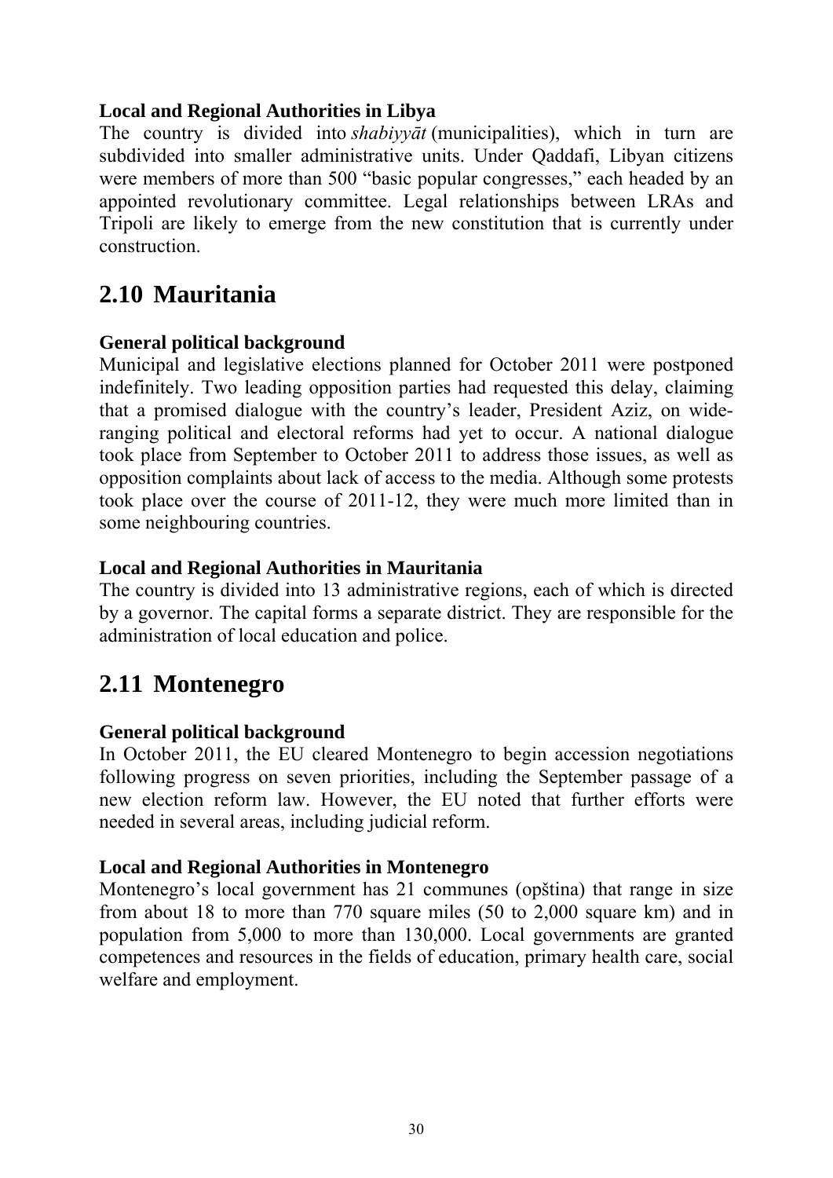### Local and Regional Authorities in Libya

The country is divided into *shabiyyāt* (municipalities), which in turn are subdivided into smaller administrative units. Under Qaddafi, Libyan citizens were members of more than 500 "basic popular congresses," each headed by an appointed revolutionary committee. Legal relationships between LRAs and Tripoli are likely to emerge from the new constitution that is currently under construction.

## 2.10 Mauritania

### General political background

Municipal and legislative elections planned for October 2011 were postponed indefinitely. Two leading opposition parties had requested this delay, claiming that a promised dialogue with the country's leader, President Aziz, on wide-ranging political and electoral reforms had yet to occur. A national dialogue took place from September to October 2011 to address those issues, as well as opposition complaints about lack of access to the media. Although some protests took place over the course of 2011-12, they were much more limited than in some neighbouring countries.

### Local and Regional Authorities in Mauritania

The country is divided into 13 administrative regions, each of which is directed by a governor. The capital forms a separate district. They are responsible for the administration of local education and police.

## 2.11 Montenegro

### General political background

In October 2011, the EU cleared Montenegro to begin accession negotiations following progress on seven priorities, including the September passage of a new election reform law. However, the EU noted that further efforts were needed in several areas, including judicial reform.

### Local and Regional Authorities in Montenegro

Montenegro's local government has 21 communes (opština) that range in size from about 18 to more than 770 square miles (50 to 2,000 square km) and in population from 5,000 to more than 130,000. Local governments are granted competences and resources in the fields of education, primary health care, social welfare and employment.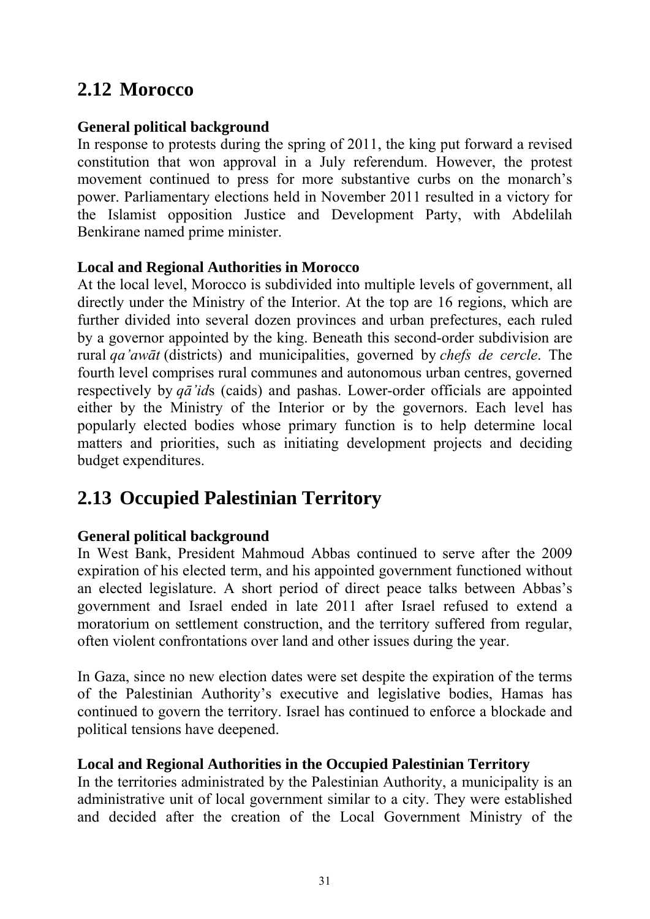## 2.12 Morocco

**General political background**

In response to protests during the spring of 2011, the king put forward a revised constitution that won approval in a July referendum. However, the protest movement continued to press for more substantive curbs on the monarch's power. Parliamentary elections held in November 2011 resulted in a victory for the Islamist opposition Justice and Development Party, with Abdelilah Benkirane named prime minister.

**Local and Regional Authorities in Morocco**

At the local level, Morocco is subdivided into multiple levels of government, all directly under the Ministry of the Interior. At the top are 16 regions, which are further divided into several dozen provinces and urban prefectures, each ruled by a governor appointed by the king. Beneath this second-order subdivision are rural *qa'awāt* (districts) and municipalities, governed by *chefs de cercle*. The fourth level comprises rural communes and autonomous urban centres, governed respectively by *qā'id*s (caids) and pashas. Lower-order officials are appointed either by the Ministry of the Interior or by the governors. Each level has popularly elected bodies whose primary function is to help determine local matters and priorities, such as initiating development projects and deciding budget expenditures.

## 2.13 Occupied Palestinian Territory

**General political background**

In West Bank, President Mahmoud Abbas continued to serve after the 2009 expiration of his elected term, and his appointed government functioned without an elected legislature. A short period of direct peace talks between Abbas's government and Israel ended in late 2011 after Israel refused to extend a moratorium on settlement construction, and the territory suffered from regular, often violent confrontations over land and other issues during the year.

In Gaza, since no new election dates were set despite the expiration of the terms of the Palestinian Authority's executive and legislative bodies, Hamas has continued to govern the territory. Israel has continued to enforce a blockade and political tensions have deepened.

**Local and Regional Authorities in the Occupied Palestinian Territory**

In the territories administrated by the Palestinian Authority, a municipality is an administrative unit of local government similar to a city. They were established and decided after the creation of the Local Government Ministry of the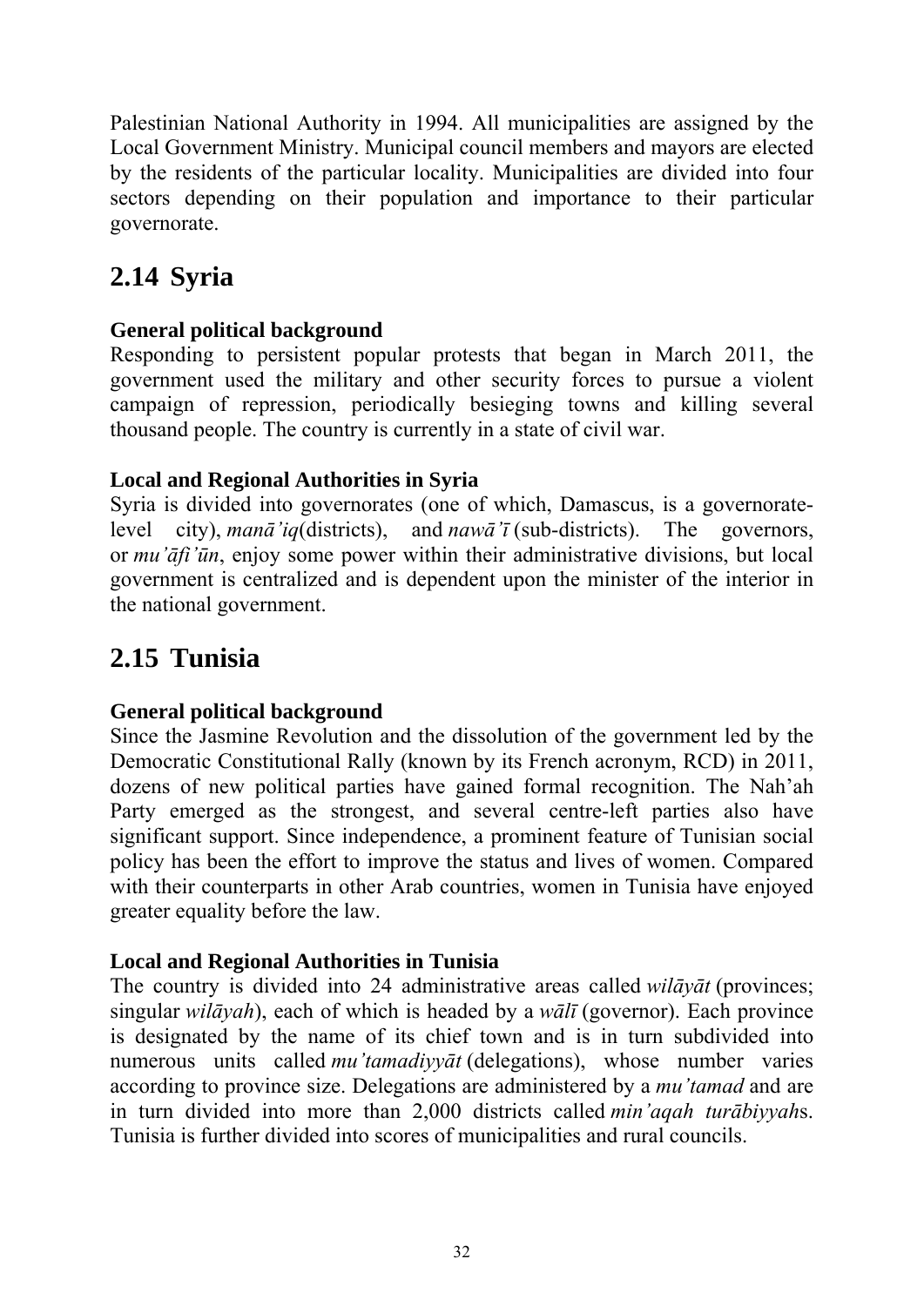Palestinian National Authority in 1994. All municipalities are assigned by the Local Government Ministry. Municipal council members and mayors are elected by the residents of the particular locality. Municipalities are divided into four sectors depending on their population and importance to their particular governorate.

## 2.14 Syria

**General political background**

Responding to persistent popular protests that began in March 2011, the government used the military and other security forces to pursue a violent campaign of repression, periodically besieging towns and killing several thousand people. The country is currently in a state of civil war.

**Local and Regional Authorities in Syria**

Syria is divided into governorates (one of which, Damascus, is a governorate-level city), *manā'iq*(districts), and *nawā'ī* (sub-districts). The governors, or *mu'āfi'ūn*, enjoy some power within their administrative divisions, but local government is centralized and is dependent upon the minister of the interior in the national government.

## 2.15 Tunisia

**General political background**

Since the Jasmine Revolution and the dissolution of the government led by the Democratic Constitutional Rally (known by its French acronym, RCD) in 2011, dozens of new political parties have gained formal recognition. The Nah'ah Party emerged as the strongest, and several centre-left parties also have significant support. Since independence, a prominent feature of Tunisian social policy has been the effort to improve the status and lives of women. Compared with their counterparts in other Arab countries, women in Tunisia have enjoyed greater equality before the law.

**Local and Regional Authorities in Tunisia**

The country is divided into 24 administrative areas called *wilāyāt* (provinces; singular *wilāyah*), each of which is headed by a *wālī* (governor). Each province is designated by the name of its chief town and is in turn subdivided into numerous units called *mu'tamadiyyāt* (delegations), whose number varies according to province size. Delegations are administered by a *mu'tamad* and are in turn divided into more than 2,000 districts called *min'aqah turābiyyah*s. Tunisia is further divided into scores of municipalities and rural councils.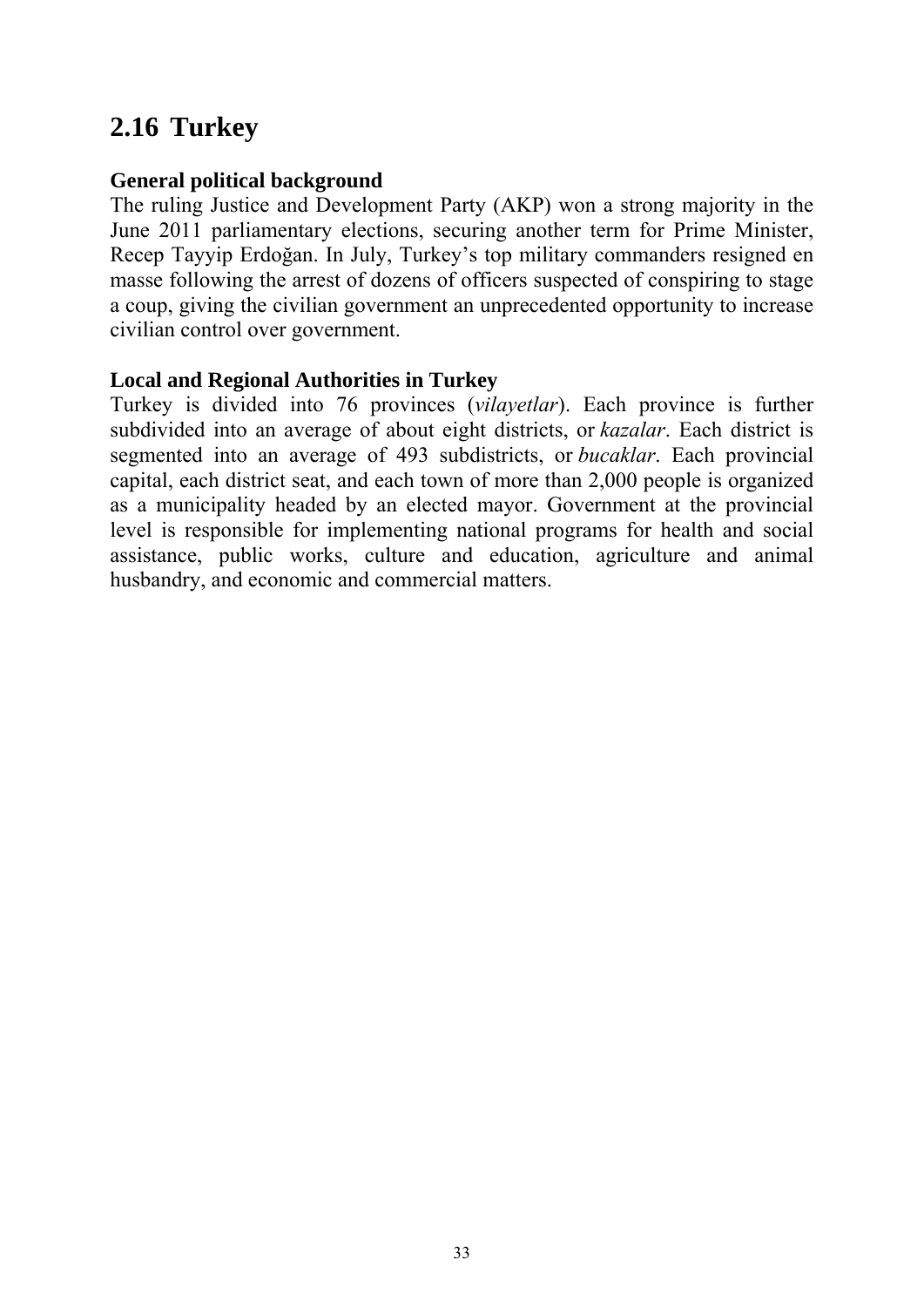## 2.16 Turkey

**General political background**

The ruling Justice and Development Party (AKP) won a strong majority in the June 2011 parliamentary elections, securing another term for Prime Minister, Recep Tayyip Erdoğan. In July, Turkey's top military commanders resigned en masse following the arrest of dozens of officers suspected of conspiring to stage a coup, giving the civilian government an unprecedented opportunity to increase civilian control over government.

**Local and Regional Authorities in Turkey**

Turkey is divided into 76 provinces (*vilayetlar*). Each province is further subdivided into an average of about eight districts, or *kazalar*. Each district is segmented into an average of 493 subdistricts, or *bucaklar*. Each provincial capital, each district seat, and each town of more than 2,000 people is organized as a municipality headed by an elected mayor. Government at the provincial level is responsible for implementing national programs for health and social assistance, public works, culture and education, agriculture and animal husbandry, and economic and commercial matters.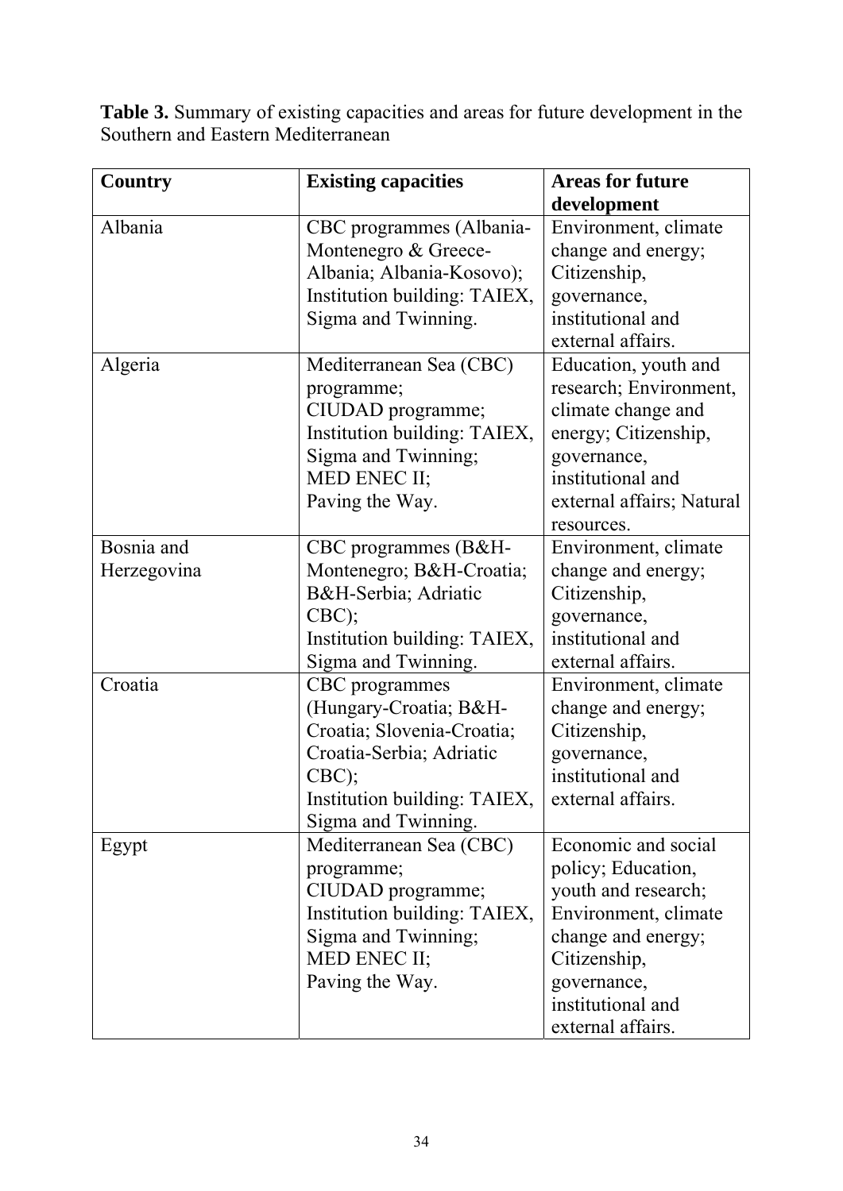**Table 3.** Summary of existing capacities and areas for future development in the Southern and Eastern Mediterranean

| Country | Existing capacities | Areas for future development |
|---|---|---|
| Albania | CBC programmes (Albania-Montenegro & Greece-Albania; Albania-Kosovo); Institution building: TAIEX, Sigma and Twinning. | Environment, climate change and energy; Citizenship, governance, institutional and external affairs. |
| Algeria | Mediterranean Sea (CBC) programme; CIUDAD programme; Institution building: TAIEX, Sigma and Twinning; MED ENEC II; Paving the Way. | Education, youth and research; Environment, climate change and energy; Citizenship, governance, institutional and external affairs; Natural resources. |
| Bosnia and Herzegovina | CBC programmes (B&H-Montenegro; B&H-Croatia; B&H-Serbia; Adriatic CBC); Institution building: TAIEX, Sigma and Twinning. | Environment, climate change and energy; Citizenship, governance, institutional and external affairs. |
| Croatia | CBC programmes (Hungary-Croatia; B&H-Croatia; Slovenia-Croatia; Croatia-Serbia; Adriatic CBC); Institution building: TAIEX, Sigma and Twinning. | Environment, climate change and energy; Citizenship, governance, institutional and external affairs. |
| Egypt | Mediterranean Sea (CBC) programme; CIUDAD programme; Institution building: TAIEX, Sigma and Twinning; MED ENEC II; Paving the Way. | Economic and social policy; Education, youth and research; Environment, climate change and energy; Citizenship, governance, institutional and external affairs. |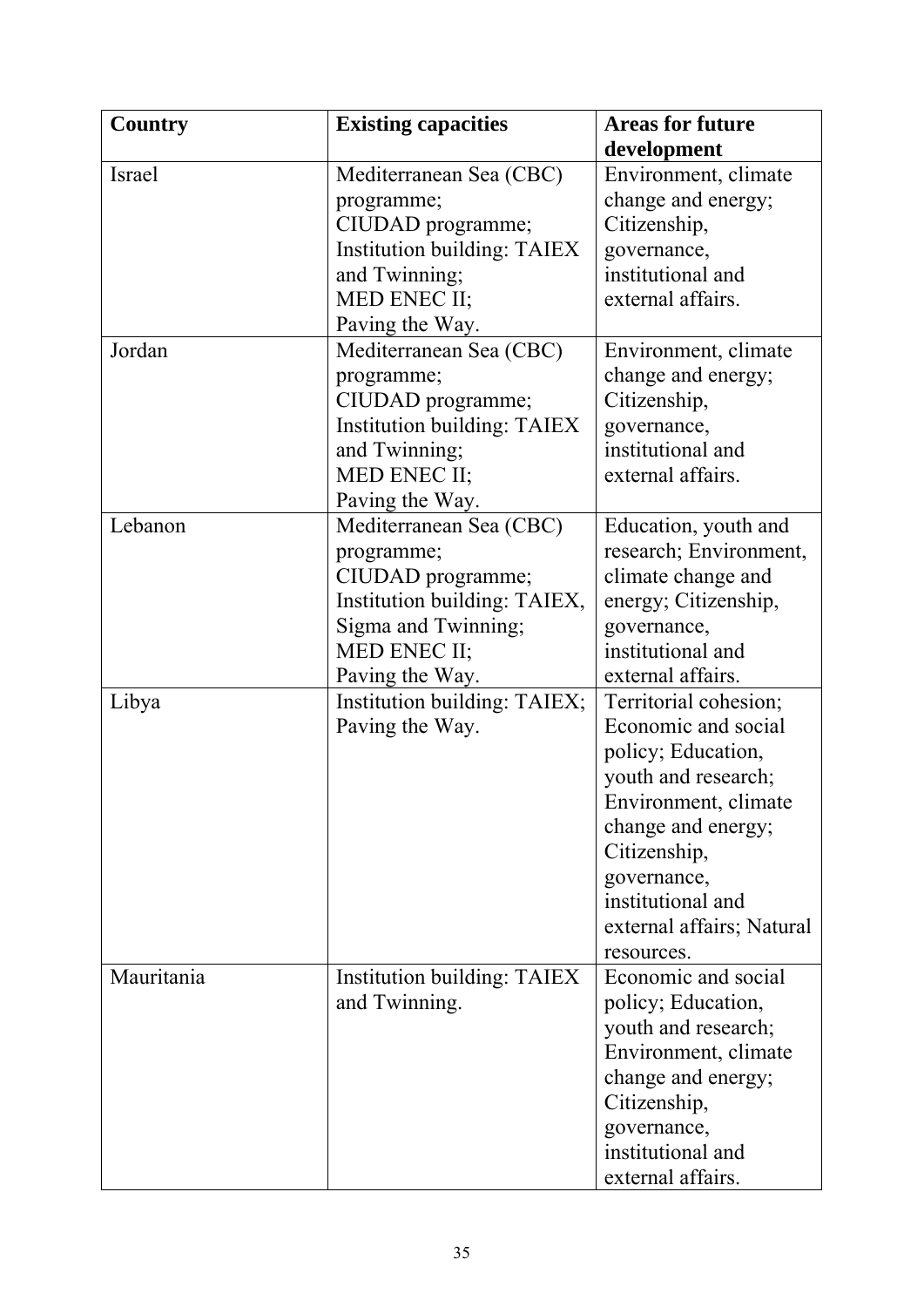| Country | Existing capacities | Areas for future development |
|---|---|---|
| Israel | Mediterranean Sea (CBC) programme; CIUDAD programme; Institution building: TAIEX and Twinning; MED ENEC II; Paving the Way. | Environment, climate change and energy; Citizenship, governance, institutional and external affairs. |
| Jordan | Mediterranean Sea (CBC) programme; CIUDAD programme; Institution building: TAIEX and Twinning; MED ENEC II; Paving the Way. | Environment, climate change and energy; Citizenship, governance, institutional and external affairs. |
| Lebanon | Mediterranean Sea (CBC) programme; CIUDAD programme; Institution building: TAIEX, Sigma and Twinning; MED ENEC II; Paving the Way. | Education, youth and research; Environment, climate change and energy; Citizenship, governance, institutional and external affairs. |
| Libya | Institution building: TAIEX; Paving the Way. | Territorial cohesion; Economic and social policy; Education, youth and research; Environment, climate change and energy; Citizenship, governance, institutional and external affairs; Natural resources. |
| Mauritania | Institution building: TAIEX and Twinning. | Economic and social policy; Education, youth and research; Environment, climate change and energy; Citizenship, governance, institutional and external affairs. |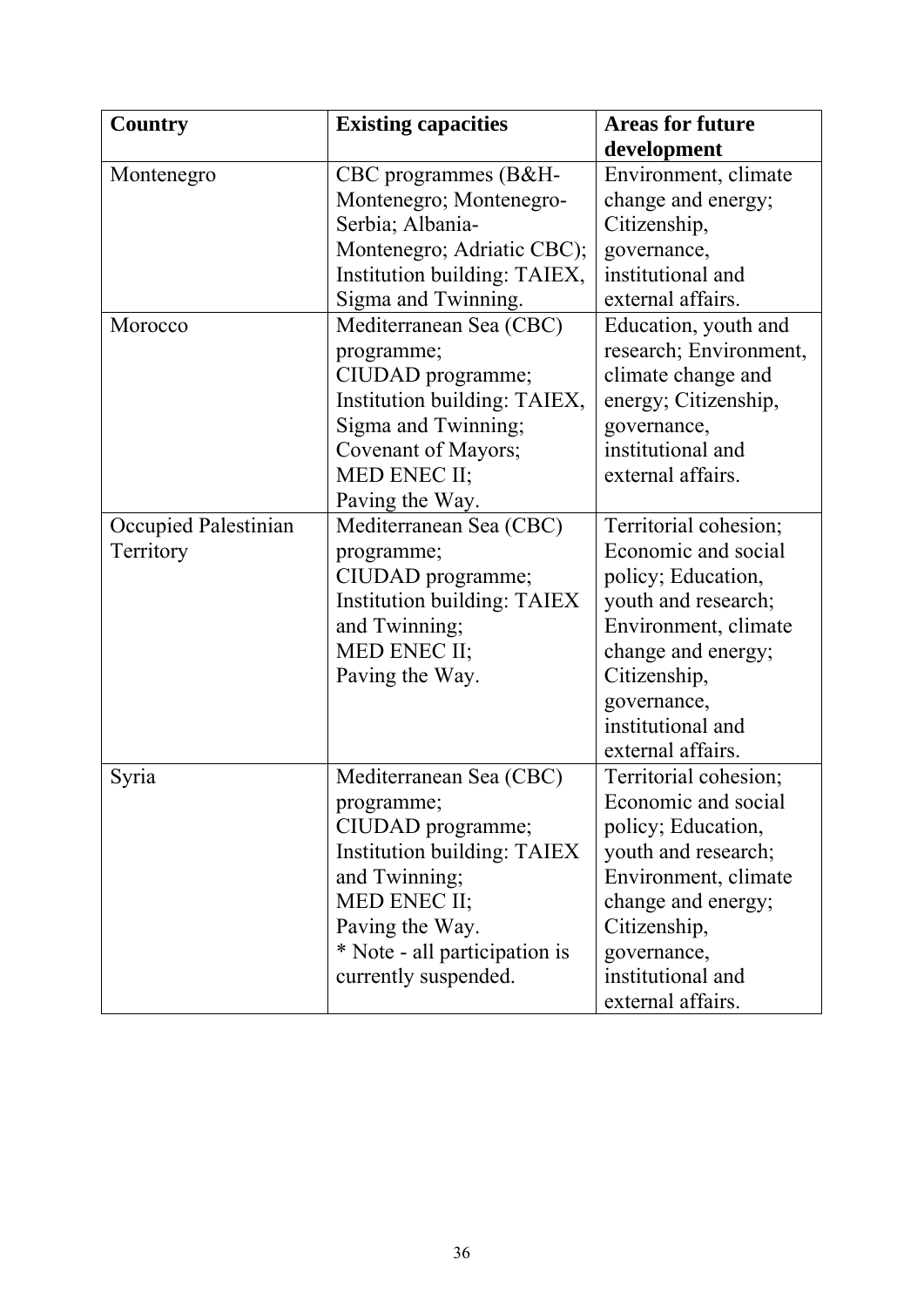| Country | Existing capacities | Areas for future development |
|---|---|---|
| Montenegro | CBC programmes (B&H-Montenegro; Montenegro-Serbia; Albania-Montenegro; Adriatic CBC); Institution building: TAIEX, Sigma and Twinning. | Environment, climate change and energy; Citizenship, governance, institutional and external affairs. |
| Morocco | Mediterranean Sea (CBC) programme; CIUDAD programme; Institution building: TAIEX, Sigma and Twinning; Covenant of Mayors; MED ENEC II; Paving the Way. | Education, youth and research; Environment, climate change and energy; Citizenship, governance, institutional and external affairs. |
| Occupied Palestinian Territory | Mediterranean Sea (CBC) programme; CIUDAD programme; Institution building: TAIEX and Twinning; MED ENEC II; Paving the Way. | Territorial cohesion; Economic and social policy; Education, youth and research; Environment, climate change and energy; Citizenship, governance, institutional and external affairs. |
| Syria | Mediterranean Sea (CBC) programme; CIUDAD programme; Institution building: TAIEX and Twinning; MED ENEC II; Paving the Way. * Note - all participation is currently suspended. | Territorial cohesion; Economic and social policy; Education, youth and research; Environment, climate change and energy; Citizenship, governance, institutional and external affairs. |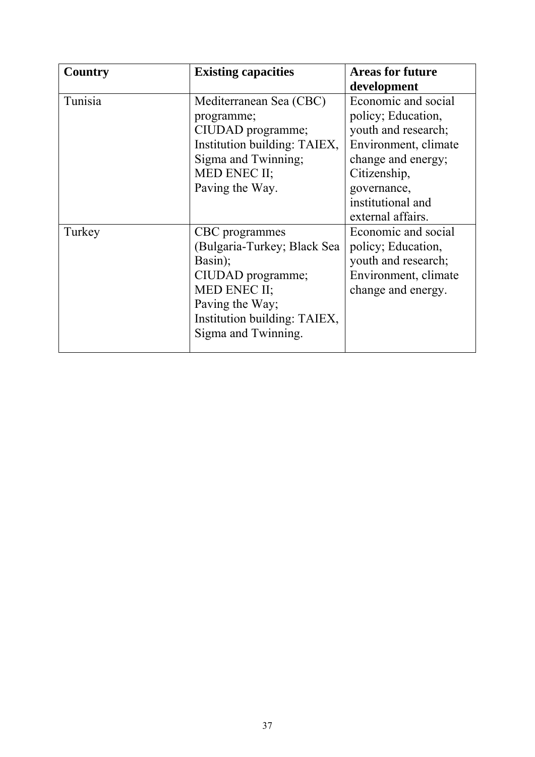| Country | Existing capacities | Areas for future development |
| --- | --- | --- |
| Tunisia | Mediterranean Sea (CBC) programme; CIUDAD programme; Institution building: TAIEX, Sigma and Twinning; MED ENEC II; Paving the Way. | Economic and social policy; Education, youth and research; Environment, climate change and energy; Citizenship, governance, institutional and external affairs. |
| Turkey | CBC programmes (Bulgaria-Turkey; Black Sea Basin); CIUDAD programme; MED ENEC II; Paving the Way; Institution building: TAIEX, Sigma and Twinning. | Economic and social policy; Education, youth and research; Environment, climate change and energy. |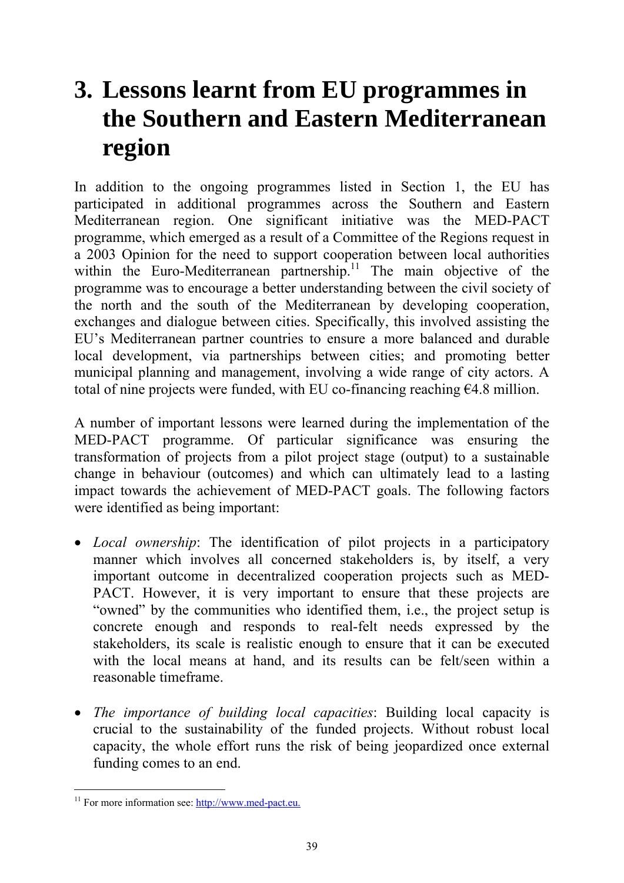# 3. Lessons learnt from EU programmes in the Southern and Eastern Mediterranean region

In addition to the ongoing programmes listed in Section 1, the EU has participated in additional programmes across the Southern and Eastern Mediterranean region. One significant initiative was the MED-PACT programme, which emerged as a result of a Committee of the Regions request in a 2003 Opinion for the need to support cooperation between local authorities within the Euro-Mediterranean partnership.[11] The main objective of the programme was to encourage a better understanding between the civil society of the north and the south of the Mediterranean by developing cooperation, exchanges and dialogue between cities. Specifically, this involved assisting the EU's Mediterranean partner countries to ensure a more balanced and durable local development, via partnerships between cities; and promoting better municipal planning and management, involving a wide range of city actors. A total of nine projects were funded, with EU co-financing reaching €4.8 million.

A number of important lessons were learned during the implementation of the MED-PACT programme. Of particular significance was ensuring the transformation of projects from a pilot project stage (output) to a sustainable change in behaviour (outcomes) and which can ultimately lead to a lasting impact towards the achievement of MED-PACT goals. The following factors were identified as being important:

- *Local ownership*: The identification of pilot projects in a participatory manner which involves all concerned stakeholders is, by itself, a very important outcome in decentralized cooperation projects such as MED-PACT. However, it is very important to ensure that these projects are "owned" by the communities who identified them, i.e., the project setup is concrete enough and responds to real-felt needs expressed by the stakeholders, its scale is realistic enough to ensure that it can be executed with the local means at hand, and its results can be felt/seen within a reasonable timeframe.

- *The importance of building local capacities*: Building local capacity is crucial to the sustainability of the funded projects. Without robust local capacity, the whole effort runs the risk of being jeopardized once external funding comes to an end.

[11] For more information see: http://www.med-pact.eu.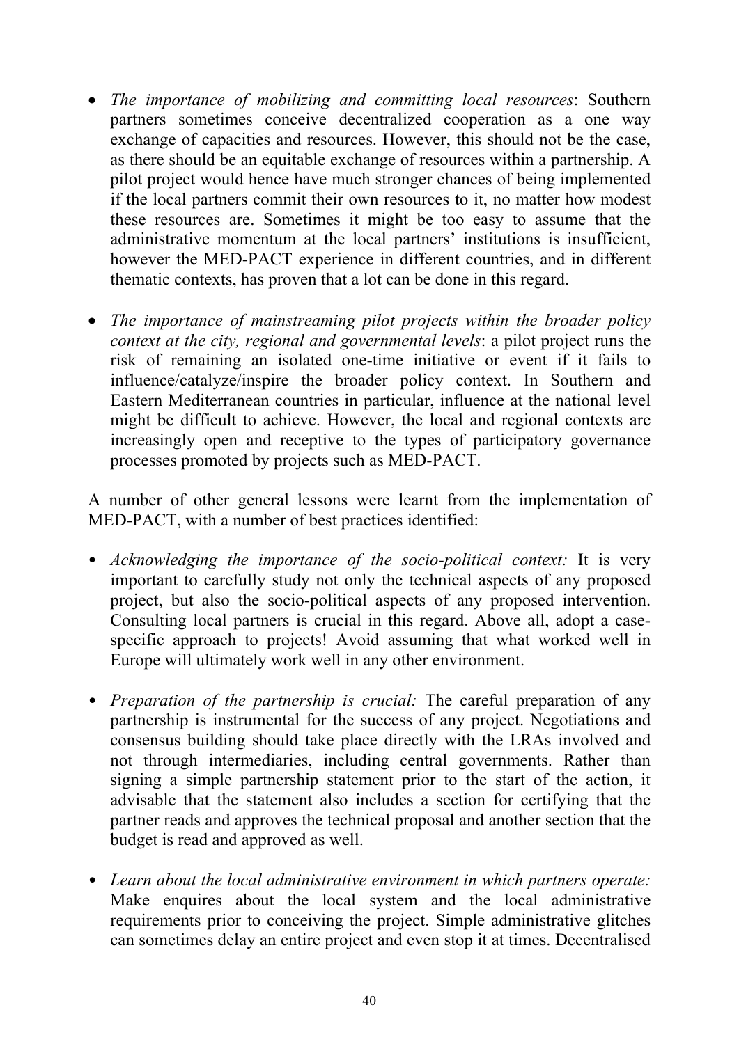- *The importance of mobilizing and committing local resources*: Southern partners sometimes conceive decentralized cooperation as a one way exchange of capacities and resources. However, this should not be the case, as there should be an equitable exchange of resources within a partnership. A pilot project would hence have much stronger chances of being implemented if the local partners commit their own resources to it, no matter how modest these resources are. Sometimes it might be too easy to assume that the administrative momentum at the local partners' institutions is insufficient, however the MED-PACT experience in different countries, and in different thematic contexts, has proven that a lot can be done in this regard.

- *The importance of mainstreaming pilot projects within the broader policy context at the city, regional and governmental levels*: a pilot project runs the risk of remaining an isolated one-time initiative or event if it fails to influence/catalyze/inspire the broader policy context. In Southern and Eastern Mediterranean countries in particular, influence at the national level might be difficult to achieve. However, the local and regional contexts are increasingly open and receptive to the types of participatory governance processes promoted by projects such as MED-PACT.

A number of other general lessons were learnt from the implementation of MED-PACT, with a number of best practices identified:

- *Acknowledging the importance of the socio-political context:* It is very important to carefully study not only the technical aspects of any proposed project, but also the socio-political aspects of any proposed intervention. Consulting local partners is crucial in this regard. Above all, adopt a case-specific approach to projects! Avoid assuming that what worked well in Europe will ultimately work well in any other environment.

- *Preparation of the partnership is crucial:* The careful preparation of any partnership is instrumental for the success of any project. Negotiations and consensus building should take place directly with the LRAs involved and not through intermediaries, including central governments. Rather than signing a simple partnership statement prior to the start of the action, it advisable that the statement also includes a section for certifying that the partner reads and approves the technical proposal and another section that the budget is read and approved as well.

- *Learn about the local administrative environment in which partners operate:* Make enquires about the local system and the local administrative requirements prior to conceiving the project. Simple administrative glitches can sometimes delay an entire project and even stop it at times. Decentralised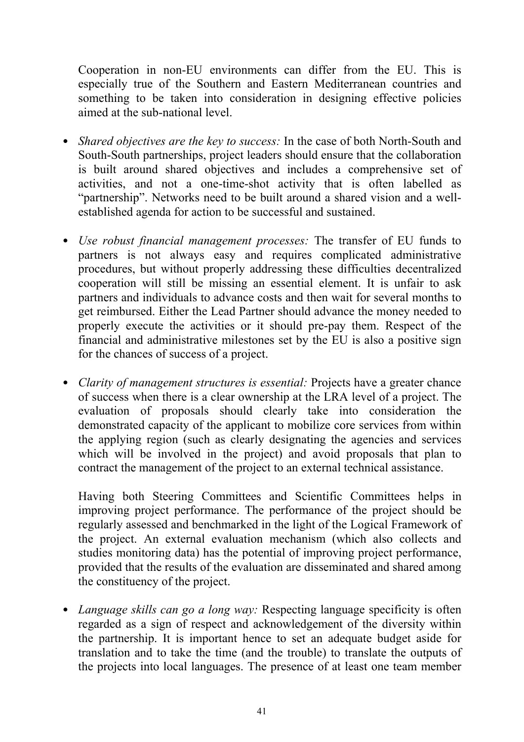Cooperation in non-EU environments can differ from the EU. This is especially true of the Southern and Eastern Mediterranean countries and something to be taken into consideration in designing effective policies aimed at the sub-national level.

- *Shared objectives are the key to success:* In the case of both North-South and South-South partnerships, project leaders should ensure that the collaboration is built around shared objectives and includes a comprehensive set of activities, and not a one-time-shot activity that is often labelled as "partnership". Networks need to be built around a shared vision and a well-established agenda for action to be successful and sustained.

- *Use robust financial management processes:* The transfer of EU funds to partners is not always easy and requires complicated administrative procedures, but without properly addressing these difficulties decentralized cooperation will still be missing an essential element. It is unfair to ask partners and individuals to advance costs and then wait for several months to get reimbursed. Either the Lead Partner should advance the money needed to properly execute the activities or it should pre-pay them. Respect of the financial and administrative milestones set by the EU is also a positive sign for the chances of success of a project.

- *Clarity of management structures is essential:* Projects have a greater chance of success when there is a clear ownership at the LRA level of a project. The evaluation of proposals should clearly take into consideration the demonstrated capacity of the applicant to mobilize core services from within the applying region (such as clearly designating the agencies and services which will be involved in the project) and avoid proposals that plan to contract the management of the project to an external technical assistance.

  Having both Steering Committees and Scientific Committees helps in improving project performance. The performance of the project should be regularly assessed and benchmarked in the light of the Logical Framework of the project. An external evaluation mechanism (which also collects and studies monitoring data) has the potential of improving project performance, provided that the results of the evaluation are disseminated and shared among the constituency of the project.

- *Language skills can go a long way:* Respecting language specificity is often regarded as a sign of respect and acknowledgement of the diversity within the partnership. It is important hence to set an adequate budget aside for translation and to take the time (and the trouble) to translate the outputs of the projects into local languages. The presence of at least one team member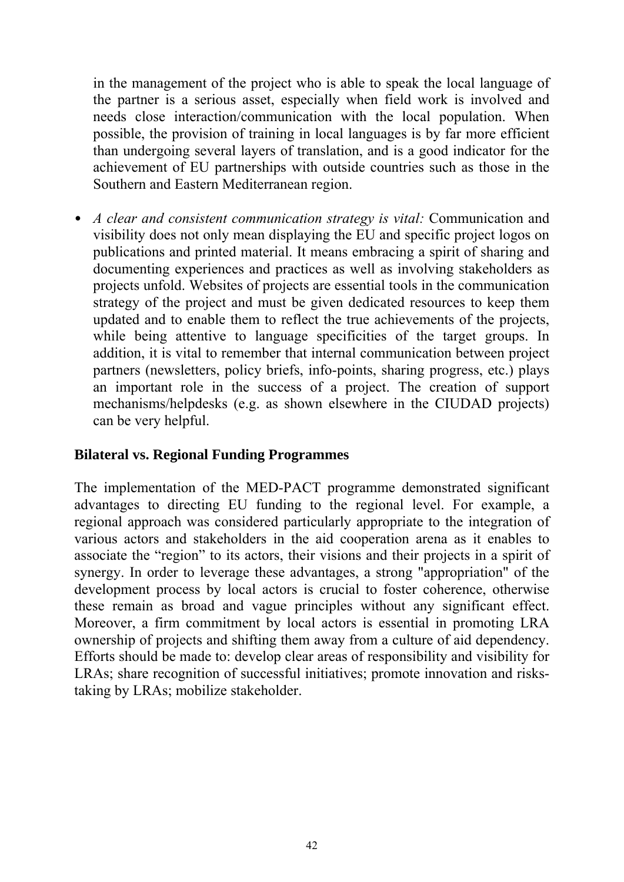in the management of the project who is able to speak the local language of the partner is a serious asset, especially when field work is involved and needs close interaction/communication with the local population. When possible, the provision of training in local languages is by far more efficient than undergoing several layers of translation, and is a good indicator for the achievement of EU partnerships with outside countries such as those in the Southern and Eastern Mediterranean region.

- *A clear and consistent communication strategy is vital:* Communication and visibility does not only mean displaying the EU and specific project logos on publications and printed material. It means embracing a spirit of sharing and documenting experiences and practices as well as involving stakeholders as projects unfold. Websites of projects are essential tools in the communication strategy of the project and must be given dedicated resources to keep them updated and to enable them to reflect the true achievements of the projects, while being attentive to language specificities of the target groups. In addition, it is vital to remember that internal communication between project partners (newsletters, policy briefs, info-points, sharing progress, etc.) plays an important role in the success of a project. The creation of support mechanisms/helpdesks (e.g. as shown elsewhere in the CIUDAD projects) can be very helpful.

**Bilateral vs. Regional Funding Programmes**

The implementation of the MED-PACT programme demonstrated significant advantages to directing EU funding to the regional level. For example, a regional approach was considered particularly appropriate to the integration of various actors and stakeholders in the aid cooperation arena as it enables to associate the "region" to its actors, their visions and their projects in a spirit of synergy. In order to leverage these advantages, a strong "appropriation" of the development process by local actors is crucial to foster coherence, otherwise these remain as broad and vague principles without any significant effect. Moreover, a firm commitment by local actors is essential in promoting LRA ownership of projects and shifting them away from a culture of aid dependency. Efforts should be made to: develop clear areas of responsibility and visibility for LRAs; share recognition of successful initiatives; promote innovation and risks-taking by LRAs; mobilize stakeholder.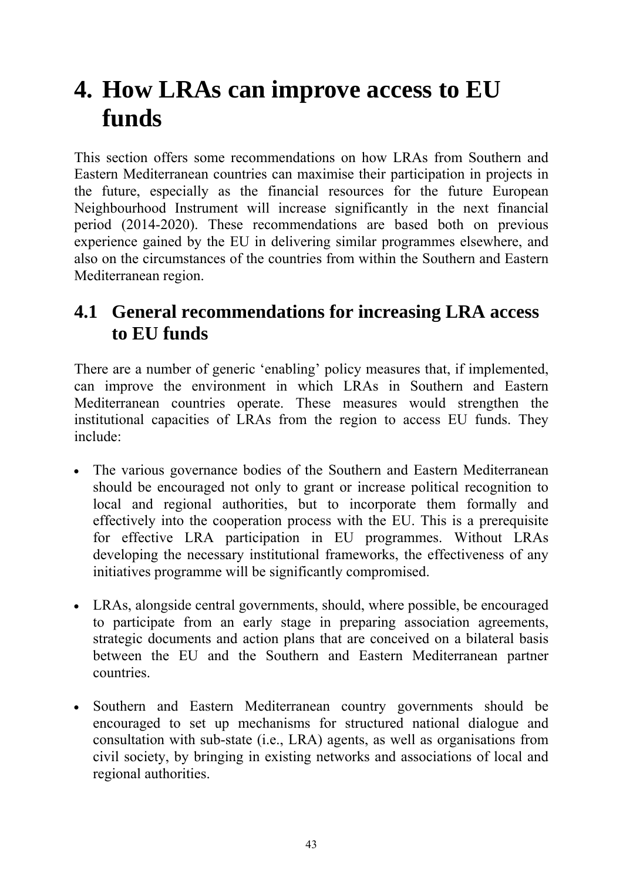# 4. How LRAs can improve access to EU funds

This section offers some recommendations on how LRAs from Southern and Eastern Mediterranean countries can maximise their participation in projects in the future, especially as the financial resources for the future European Neighbourhood Instrument will increase significantly in the next financial period (2014-2020). These recommendations are based both on previous experience gained by the EU in delivering similar programmes elsewhere, and also on the circumstances of the countries from within the Southern and Eastern Mediterranean region.

## 4.1 General recommendations for increasing LRA access to EU funds

There are a number of generic 'enabling' policy measures that, if implemented, can improve the environment in which LRAs in Southern and Eastern Mediterranean countries operate. These measures would strengthen the institutional capacities of LRAs from the region to access EU funds. They include:

- The various governance bodies of the Southern and Eastern Mediterranean should be encouraged not only to grant or increase political recognition to local and regional authorities, but to incorporate them formally and effectively into the cooperation process with the EU. This is a prerequisite for effective LRA participation in EU programmes. Without LRAs developing the necessary institutional frameworks, the effectiveness of any initiatives programme will be significantly compromised.

- LRAs, alongside central governments, should, where possible, be encouraged to participate from an early stage in preparing association agreements, strategic documents and action plans that are conceived on a bilateral basis between the EU and the Southern and Eastern Mediterranean partner countries.

- Southern and Eastern Mediterranean country governments should be encouraged to set up mechanisms for structured national dialogue and consultation with sub-state (i.e., LRA) agents, as well as organisations from civil society, by bringing in existing networks and associations of local and regional authorities.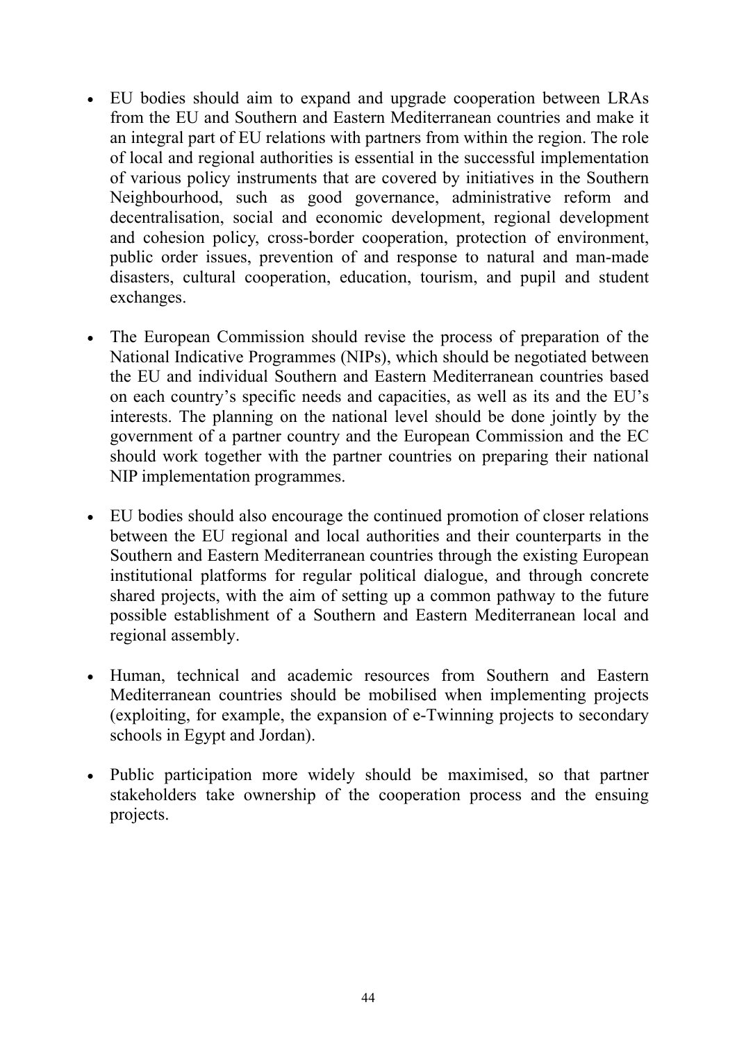- EU bodies should aim to expand and upgrade cooperation between LRAs from the EU and Southern and Eastern Mediterranean countries and make it an integral part of EU relations with partners from within the region. The role of local and regional authorities is essential in the successful implementation of various policy instruments that are covered by initiatives in the Southern Neighbourhood, such as good governance, administrative reform and decentralisation, social and economic development, regional development and cohesion policy, cross-border cooperation, protection of environment, public order issues, prevention of and response to natural and man-made disasters, cultural cooperation, education, tourism, and pupil and student exchanges.

- The European Commission should revise the process of preparation of the National Indicative Programmes (NIPs), which should be negotiated between the EU and individual Southern and Eastern Mediterranean countries based on each country's specific needs and capacities, as well as its and the EU's interests. The planning on the national level should be done jointly by the government of a partner country and the European Commission and the EC should work together with the partner countries on preparing their national NIP implementation programmes.

- EU bodies should also encourage the continued promotion of closer relations between the EU regional and local authorities and their counterparts in the Southern and Eastern Mediterranean countries through the existing European institutional platforms for regular political dialogue, and through concrete shared projects, with the aim of setting up a common pathway to the future possible establishment of a Southern and Eastern Mediterranean local and regional assembly.

- Human, technical and academic resources from Southern and Eastern Mediterranean countries should be mobilised when implementing projects (exploiting, for example, the expansion of e-Twinning projects to secondary schools in Egypt and Jordan).

- Public participation more widely should be maximised, so that partner stakeholders take ownership of the cooperation process and the ensuing projects.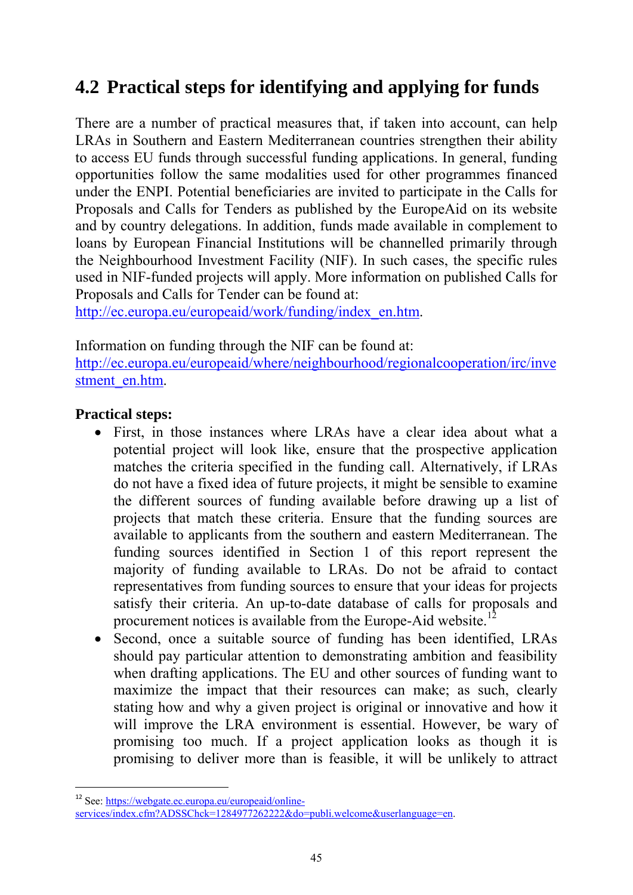## 4.2 Practical steps for identifying and applying for funds

There are a number of practical measures that, if taken into account, can help LRAs in Southern and Eastern Mediterranean countries strengthen their ability to access EU funds through successful funding applications. In general, funding opportunities follow the same modalities used for other programmes financed under the ENPI. Potential beneficiaries are invited to participate in the Calls for Proposals and Calls for Tenders as published by the EuropeAid on its website and by country delegations. In addition, funds made available in complement to loans by European Financial Institutions will be channelled primarily through the Neighbourhood Investment Facility (NIF). In such cases, the specific rules used in NIF-funded projects will apply. More information on published Calls for Proposals and Calls for Tender can be found at:
http://ec.europa.eu/europeaid/work/funding/index_en.htm.

Information on funding through the NIF can be found at:
http://ec.europa.eu/europeaid/where/neighbourhood/regionalcooperation/irc/investment_en.htm.

**Practical steps:**

- First, in those instances where LRAs have a clear idea about what a potential project will look like, ensure that the prospective application matches the criteria specified in the funding call. Alternatively, if LRAs do not have a fixed idea of future projects, it might be sensible to examine the different sources of funding available before drawing up a list of projects that match these criteria. Ensure that the funding sources are available to applicants from the southern and eastern Mediterranean. The funding sources identified in Section 1 of this report represent the majority of funding available to LRAs. Do not be afraid to contact representatives from funding sources to ensure that your ideas for projects satisfy their criteria. An up-to-date database of calls for proposals and procurement notices is available from the Europe-Aid website.[12]
- Second, once a suitable source of funding has been identified, LRAs should pay particular attention to demonstrating ambition and feasibility when drafting applications. The EU and other sources of funding want to maximize the impact that their resources can make; as such, clearly stating how and why a given project is original or innovative and how it will improve the LRA environment is essential. However, be wary of promising too much. If a project application looks as though it is promising to deliver more than is feasible, it will be unlikely to attract

[12] See: https://webgate.ec.europa.eu/europeaid/online-services/index.cfm?ADSSChck=1284977262222&do=publi.welcome&userlanguage=en.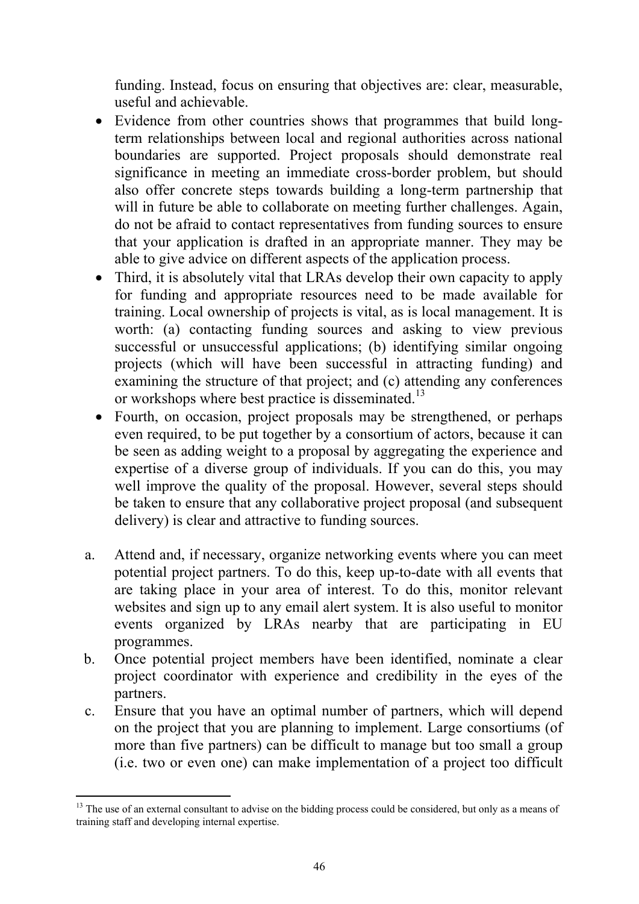funding. Instead, focus on ensuring that objectives are: clear, measurable, useful and achievable.

- Evidence from other countries shows that programmes that build long-term relationships between local and regional authorities across national boundaries are supported. Project proposals should demonstrate real significance in meeting an immediate cross-border problem, but should also offer concrete steps towards building a long-term partnership that will in future be able to collaborate on meeting further challenges. Again, do not be afraid to contact representatives from funding sources to ensure that your application is drafted in an appropriate manner. They may be able to give advice on different aspects of the application process.
- Third, it is absolutely vital that LRAs develop their own capacity to apply for funding and appropriate resources need to be made available for training. Local ownership of projects is vital, as is local management. It is worth: (a) contacting funding sources and asking to view previous successful or unsuccessful applications; (b) identifying similar ongoing projects (which will have been successful in attracting funding) and examining the structure of that project; and (c) attending any conferences or workshops where best practice is disseminated.[13]
- Fourth, on occasion, project proposals may be strengthened, or perhaps even required, to be put together by a consortium of actors, because it can be seen as adding weight to a proposal by aggregating the experience and expertise of a diverse group of individuals. If you can do this, you may well improve the quality of the proposal. However, several steps should be taken to ensure that any collaborative project proposal (and subsequent delivery) is clear and attractive to funding sources.

a. Attend and, if necessary, organize networking events where you can meet potential project partners. To do this, keep up-to-date with all events that are taking place in your area of interest. To do this, monitor relevant websites and sign up to any email alert system. It is also useful to monitor events organized by LRAs nearby that are participating in EU programmes.

b. Once potential project members have been identified, nominate a clear project coordinator with experience and credibility in the eyes of the partners.

c. Ensure that you have an optimal number of partners, which will depend on the project that you are planning to implement. Large consortiums (of more than five partners) can be difficult to manage but too small a group (i.e. two or even one) can make implementation of a project too difficult

---

[13] The use of an external consultant to advise on the bidding process could be considered, but only as a means of training staff and developing internal expertise.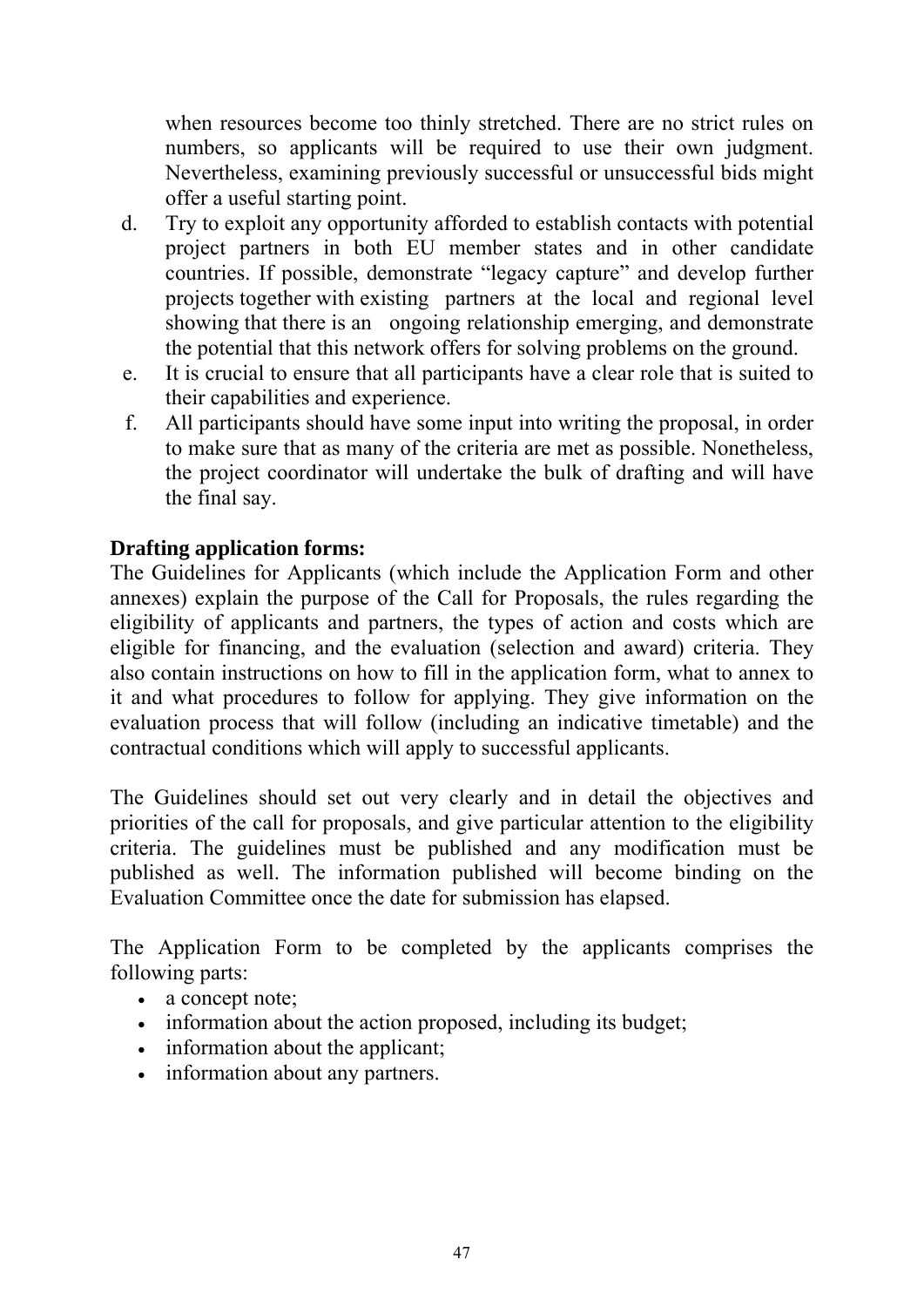when resources become too thinly stretched. There are no strict rules on numbers, so applicants will be required to use their own judgment. Nevertheless, examining previously successful or unsuccessful bids might offer a useful starting point.

d. Try to exploit any opportunity afforded to establish contacts with potential project partners in both EU member states and in other candidate countries. If possible, demonstrate "legacy capture" and develop further projects together with existing partners at the local and regional level showing that there is an ongoing relationship emerging, and demonstrate the potential that this network offers for solving problems on the ground.
e. It is crucial to ensure that all participants have a clear role that is suited to their capabilities and experience.
f. All participants should have some input into writing the proposal, in order to make sure that as many of the criteria are met as possible. Nonetheless, the project coordinator will undertake the bulk of drafting and will have the final say.

**Drafting application forms:**

The Guidelines for Applicants (which include the Application Form and other annexes) explain the purpose of the Call for Proposals, the rules regarding the eligibility of applicants and partners, the types of action and costs which are eligible for financing, and the evaluation (selection and award) criteria. They also contain instructions on how to fill in the application form, what to annex to it and what procedures to follow for applying. They give information on the evaluation process that will follow (including an indicative timetable) and the contractual conditions which will apply to successful applicants.

The Guidelines should set out very clearly and in detail the objectives and priorities of the call for proposals, and give particular attention to the eligibility criteria. The guidelines must be published and any modification must be published as well. The information published will become binding on the Evaluation Committee once the date for submission has elapsed.

The Application Form to be completed by the applicants comprises the following parts:

- a concept note;
- information about the action proposed, including its budget;
- information about the applicant;
- information about any partners.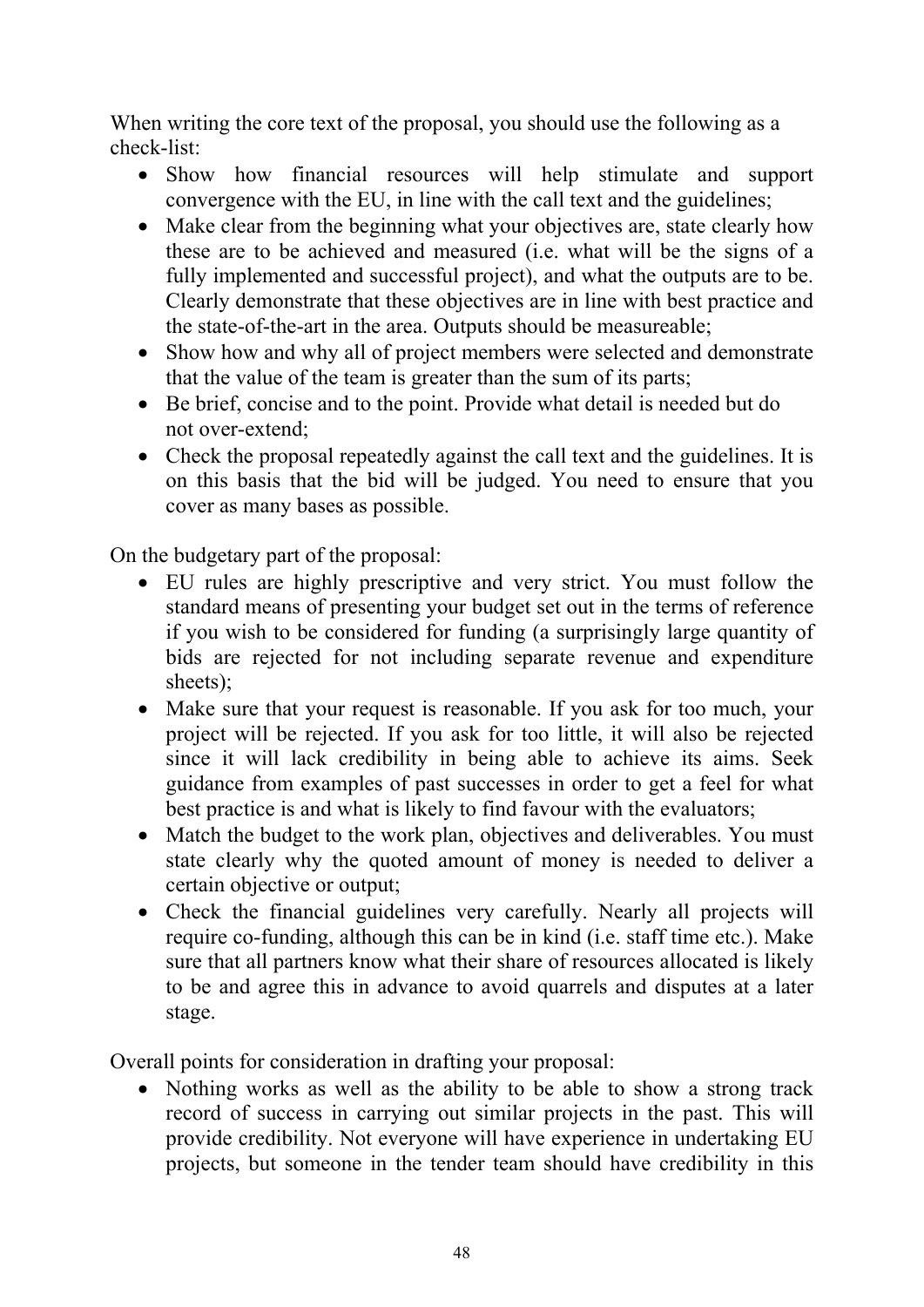When writing the core text of the proposal, you should use the following as a check-list:

- Show how financial resources will help stimulate and support convergence with the EU, in line with the call text and the guidelines;
- Make clear from the beginning what your objectives are, state clearly how these are to be achieved and measured (i.e. what will be the signs of a fully implemented and successful project), and what the outputs are to be. Clearly demonstrate that these objectives are in line with best practice and the state-of-the-art in the area. Outputs should be measureable;
- Show how and why all of project members were selected and demonstrate that the value of the team is greater than the sum of its parts;
- Be brief, concise and to the point. Provide what detail is needed but do not over-extend;
- Check the proposal repeatedly against the call text and the guidelines. It is on this basis that the bid will be judged. You need to ensure that you cover as many bases as possible.

On the budgetary part of the proposal:

- EU rules are highly prescriptive and very strict. You must follow the standard means of presenting your budget set out in the terms of reference if you wish to be considered for funding (a surprisingly large quantity of bids are rejected for not including separate revenue and expenditure sheets);
- Make sure that your request is reasonable. If you ask for too much, your project will be rejected. If you ask for too little, it will also be rejected since it will lack credibility in being able to achieve its aims. Seek guidance from examples of past successes in order to get a feel for what best practice is and what is likely to find favour with the evaluators;
- Match the budget to the work plan, objectives and deliverables. You must state clearly why the quoted amount of money is needed to deliver a certain objective or output;
- Check the financial guidelines very carefully. Nearly all projects will require co-funding, although this can be in kind (i.e. staff time etc.). Make sure that all partners know what their share of resources allocated is likely to be and agree this in advance to avoid quarrels and disputes at a later stage.

Overall points for consideration in drafting your proposal:

- Nothing works as well as the ability to be able to show a strong track record of success in carrying out similar projects in the past. This will provide credibility. Not everyone will have experience in undertaking EU projects, but someone in the tender team should have credibility in this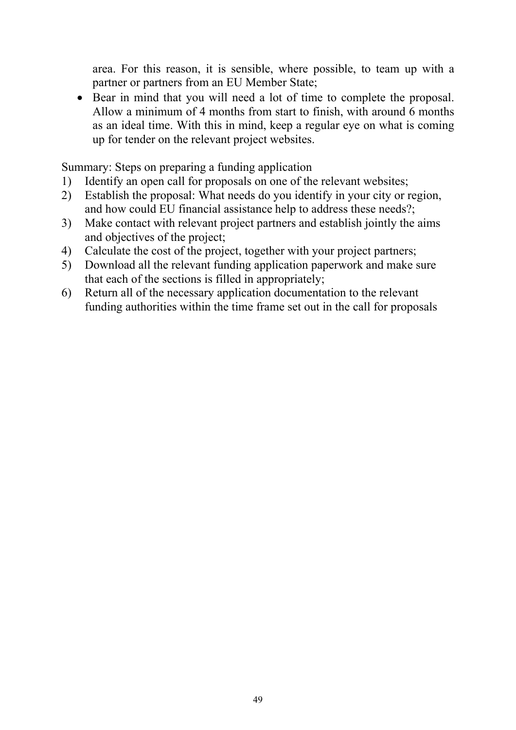area. For this reason, it is sensible, where possible, to team up with a partner or partners from an EU Member State;

- Bear in mind that you will need a lot of time to complete the proposal. Allow a minimum of 4 months from start to finish, with around 6 months as an ideal time. With this in mind, keep a regular eye on what is coming up for tender on the relevant project websites.

Summary: Steps on preparing a funding application

1) Identify an open call for proposals on one of the relevant websites;
2) Establish the proposal: What needs do you identify in your city or region, and how could EU financial assistance help to address these needs?;
3) Make contact with relevant project partners and establish jointly the aims and objectives of the project;
4) Calculate the cost of the project, together with your project partners;
5) Download all the relevant funding application paperwork and make sure that each of the sections is filled in appropriately;
6) Return all of the necessary application documentation to the relevant funding authorities within the time frame set out in the call for proposals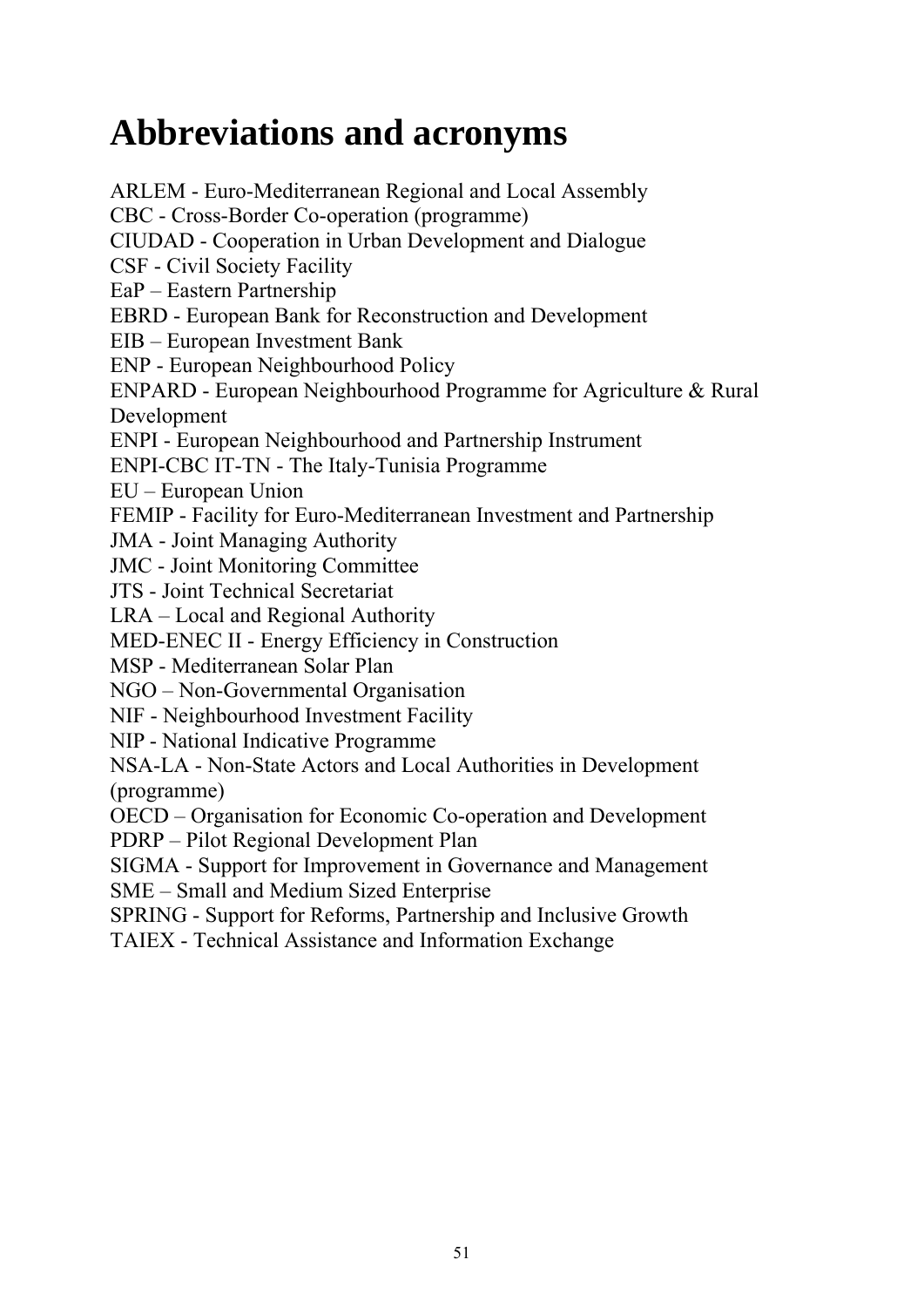# Abbreviations and acronyms

ARLEM - Euro-Mediterranean Regional and Local Assembly
CBC - Cross-Border Co-operation (programme)
CIUDAD - Cooperation in Urban Development and Dialogue
CSF - Civil Society Facility
EaP – Eastern Partnership
EBRD - European Bank for Reconstruction and Development
EIB – European Investment Bank
ENP - European Neighbourhood Policy
ENPARD - European Neighbourhood Programme for Agriculture & Rural Development
ENPI - European Neighbourhood and Partnership Instrument
ENPI-CBC IT-TN - The Italy-Tunisia Programme
EU – European Union
FEMIP - Facility for Euro-Mediterranean Investment and Partnership
JMA - Joint Managing Authority
JMC - Joint Monitoring Committee
JTS - Joint Technical Secretariat
LRA – Local and Regional Authority
MED-ENEC II - Energy Efficiency in Construction
MSP - Mediterranean Solar Plan
NGO – Non-Governmental Organisation
NIF - Neighbourhood Investment Facility
NIP - National Indicative Programme
NSA-LA - Non-State Actors and Local Authorities in Development (programme)
OECD – Organisation for Economic Co-operation and Development
PDRP – Pilot Regional Development Plan
SIGMA - Support for Improvement in Governance and Management
SME – Small and Medium Sized Enterprise
SPRING - Support for Reforms, Partnership and Inclusive Growth
TAIEX - Technical Assistance and Information Exchange